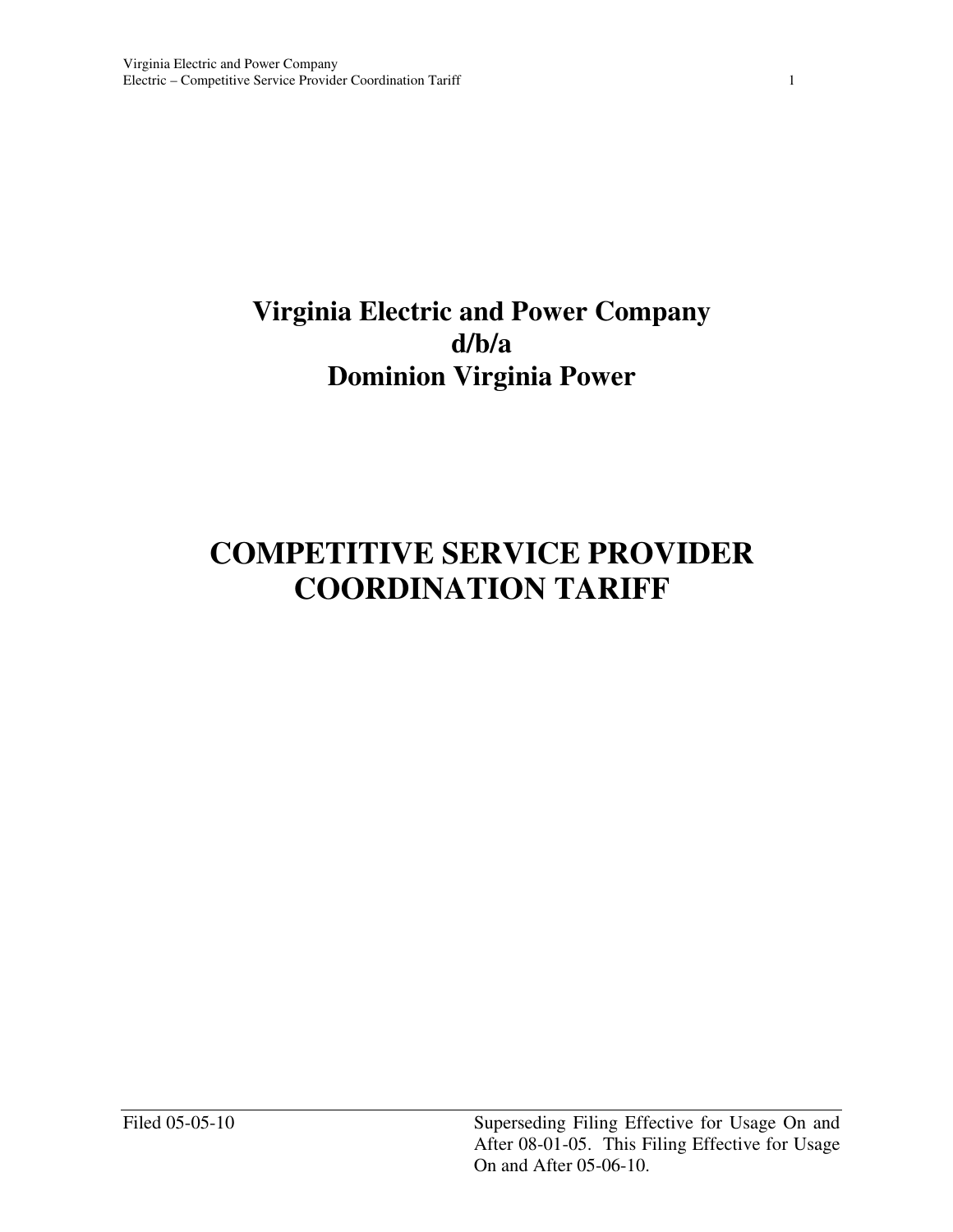# Virginia Electric and Power Company
# d/b/a
# Dominion Virginia Power

# COMPETITIVE SERVICE PROVIDER COORDINATION TARIFF

Filed 05-05-10

Superseding Filing Effective for Usage On and After 08-01-05. This Filing Effective for Usage On and After 05-06-10.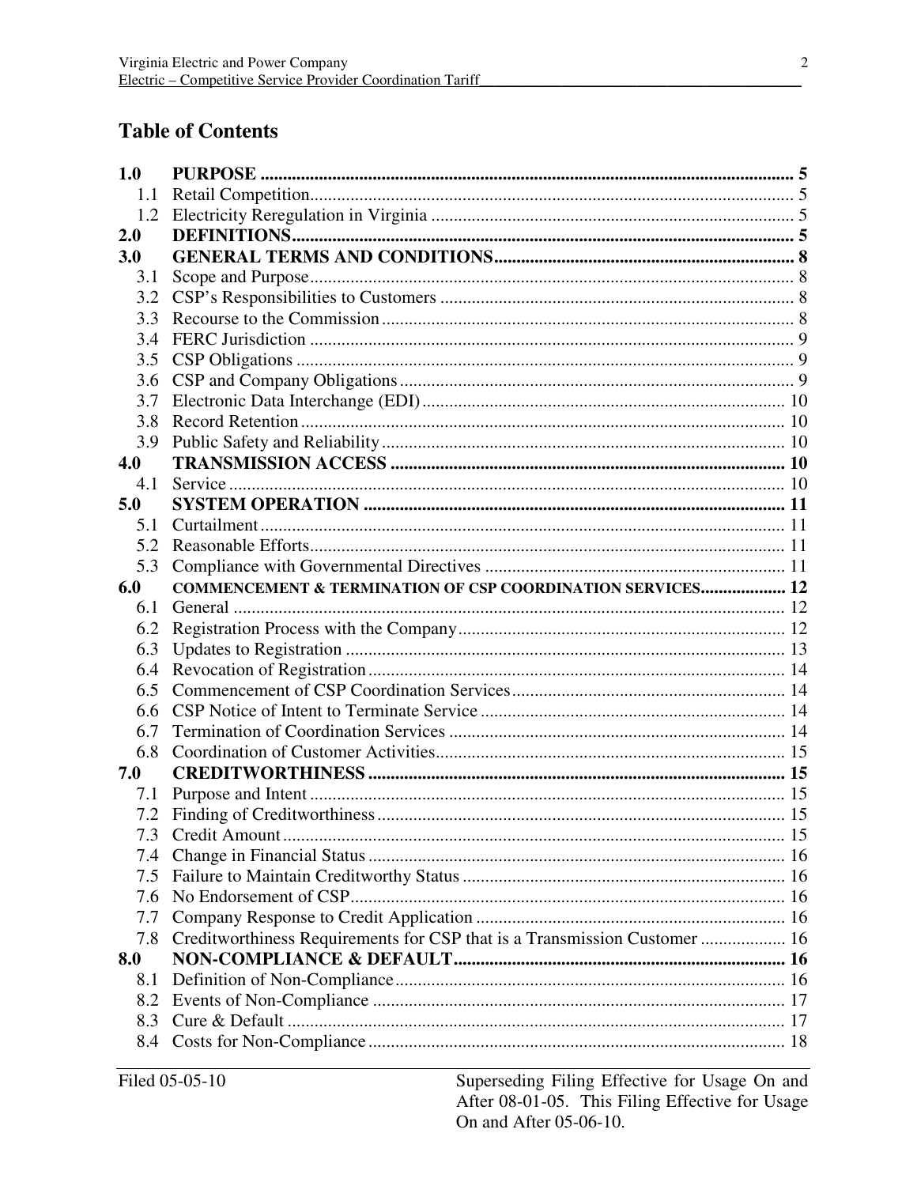# Table of Contents

| | | |
|---|---|---|
| **1.0** | **PURPOSE** | **5** |
| 1.1 | Retail Competition | 5 |
| 1.2 | Electricity Reregulation in Virginia | 5 |
| **2.0** | **DEFINITIONS** | **5** |
| **3.0** | **GENERAL TERMS AND CONDITIONS** | **8** |
| 3.1 | Scope and Purpose | 8 |
| 3.2 | CSP's Responsibilities to Customers | 8 |
| 3.3 | Recourse to the Commission | 8 |
| 3.4 | FERC Jurisdiction | 9 |
| 3.5 | CSP Obligations | 9 |
| 3.6 | CSP and Company Obligations | 9 |
| 3.7 | Electronic Data Interchange (EDI) | 10 |
| 3.8 | Record Retention | 10 |
| 3.9 | Public Safety and Reliability | 10 |
| **4.0** | **TRANSMISSION ACCESS** | **10** |
| 4.1 | Service | 10 |
| **5.0** | **SYSTEM OPERATION** | **11** |
| 5.1 | Curtailment | 11 |
| 5.2 | Reasonable Efforts | 11 |
| 5.3 | Compliance with Governmental Directives | 11 |
| **6.0** | **COMMENCEMENT & TERMINATION OF CSP COORDINATION SERVICES** | **12** |
| 6.1 | General | 12 |
| 6.2 | Registration Process with the Company | 12 |
| 6.3 | Updates to Registration | 13 |
| 6.4 | Revocation of Registration | 14 |
| 6.5 | Commencement of CSP Coordination Services | 14 |
| 6.6 | CSP Notice of Intent to Terminate Service | 14 |
| 6.7 | Termination of Coordination Services | 14 |
| 6.8 | Coordination of Customer Activities | 15 |
| **7.0** | **CREDITWORTHINESS** | **15** |
| 7.1 | Purpose and Intent | 15 |
| 7.2 | Finding of Creditworthiness | 15 |
| 7.3 | Credit Amount | 15 |
| 7.4 | Change in Financial Status | 16 |
| 7.5 | Failure to Maintain Creditworthy Status | 16 |
| 7.6 | No Endorsement of CSP | 16 |
| 7.7 | Company Response to Credit Application | 16 |
| 7.8 | Creditworthiness Requirements for CSP that is a Transmission Customer | 16 |
| **8.0** | **NON-COMPLIANCE & DEFAULT** | **16** |
| 8.1 | Definition of Non-Compliance | 16 |
| 8.2 | Events of Non-Compliance | 17 |
| 8.3 | Cure & Default | 17 |
| 8.4 | Costs for Non-Compliance | 18 |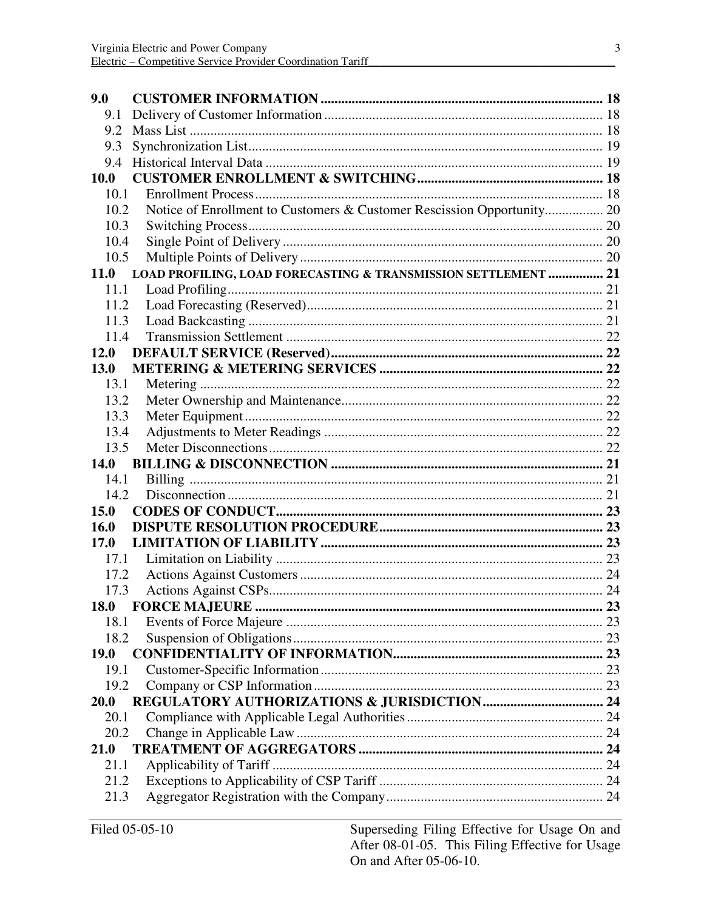| | | |
|---|---|---|
| **9.0** | **CUSTOMER INFORMATION** | **18** |
| 9.1 | Delivery of Customer Information | 18 |
| 9.2 | Mass List | 18 |
| 9.3 | Synchronization List | 19 |
| 9.4 | Historical Interval Data | 19 |
| **10.0** | **CUSTOMER ENROLLMENT & SWITCHING** | **18** |
| 10.1 | Enrollment Process | 18 |
| 10.2 | Notice of Enrollment to Customers & Customer Rescission Opportunity | 20 |
| 10.3 | Switching Process | 20 |
| 10.4 | Single Point of Delivery | 20 |
| 10.5 | Multiple Points of Delivery | 20 |
| **11.0** | **LOAD PROFILING, LOAD FORECASTING & TRANSMISSION SETTLEMENT** | **21** |
| 11.1 | Load Profiling | 21 |
| 11.2 | Load Forecasting (Reserved) | 21 |
| 11.3 | Load Backcasting | 21 |
| 11.4 | Transmission Settlement | 22 |
| **12.0** | **DEFAULT SERVICE (Reserved)** | **22** |
| **13.0** | **METERING & METERING SERVICES** | **22** |
| 13.1 | Metering | 22 |
| 13.2 | Meter Ownership and Maintenance | 22 |
| 13.3 | Meter Equipment | 22 |
| 13.4 | Adjustments to Meter Readings | 22 |
| 13.5 | Meter Disconnections | 22 |
| **14.0** | **BILLING & DISCONNECTION** | **21** |
| 14.1 | Billing | 21 |
| 14.2 | Disconnection | 21 |
| **15.0** | **CODES OF CONDUCT** | **23** |
| **16.0** | **DISPUTE RESOLUTION PROCEDURE** | **23** |
| **17.0** | **LIMITATION OF LIABILITY** | **23** |
| 17.1 | Limitation on Liability | 23 |
| 17.2 | Actions Against Customers | 24 |
| 17.3 | Actions Against CSPs | 24 |
| **18.0** | **FORCE MAJEURE** | **23** |
| 18.1 | Events of Force Majeure | 23 |
| 18.2 | Suspension of Obligations | 23 |
| **19.0** | **CONFIDENTIALITY OF INFORMATION** | **23** |
| 19.1 | Customer-Specific Information | 23 |
| 19.2 | Company or CSP Information | 23 |
| **20.0** | **REGULATORY AUTHORIZATIONS & JURISDICTION** | **24** |
| 20.1 | Compliance with Applicable Legal Authorities | 24 |
| 20.2 | Change in Applicable Law | 24 |
| **21.0** | **TREATMENT OF AGGREGATORS** | **24** |
| 21.1 | Applicability of Tariff | 24 |
| 21.2 | Exceptions to Applicability of CSP Tariff | 24 |
| 21.3 | Aggregator Registration with the Company | 24 |

Filed 05-05-10

Superseding Filing Effective for Usage On and After 08-01-05. This Filing Effective for Usage On and After 05-06-10.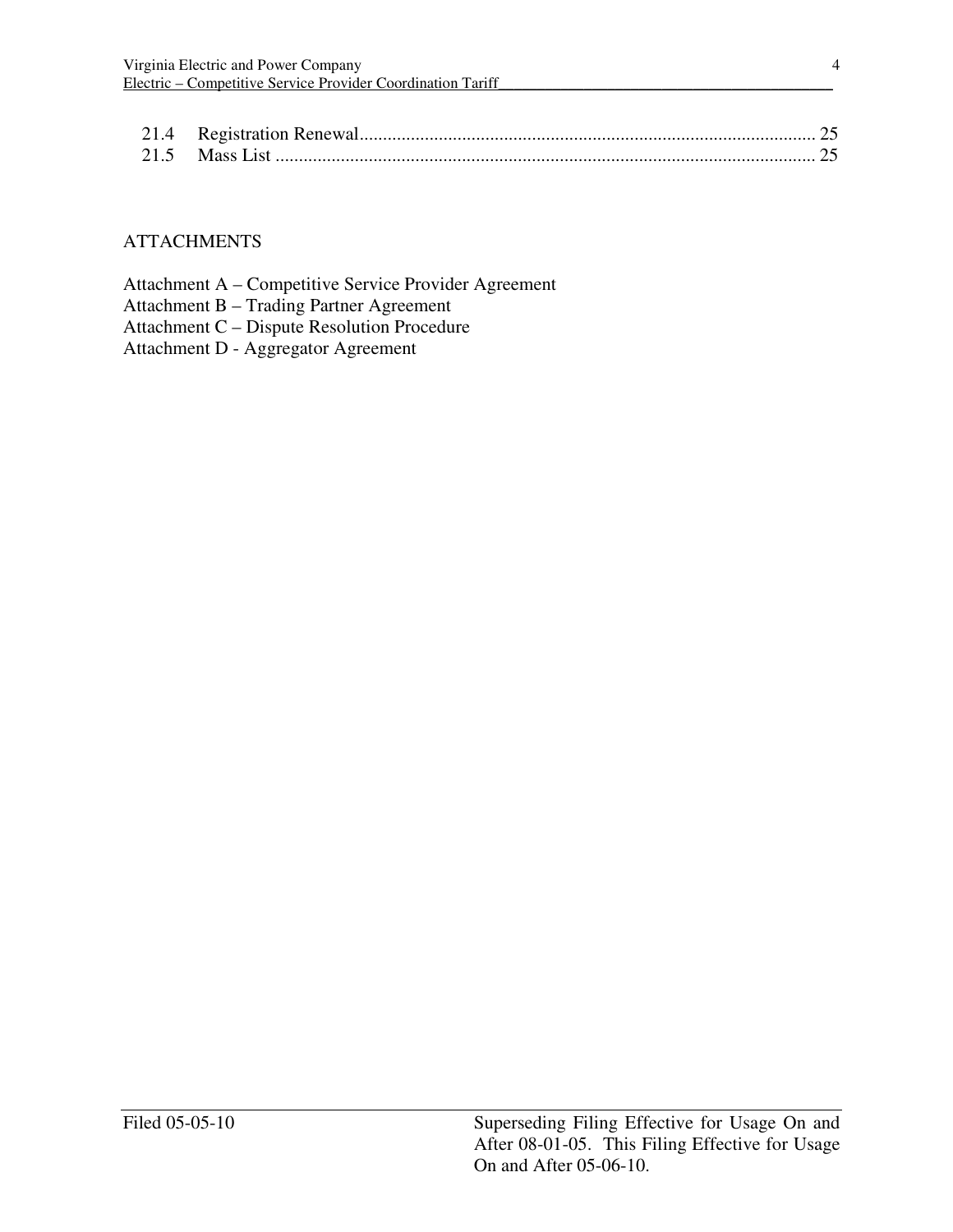21.4 Registration Renewal ... 25
21.5 Mass List ... 25

ATTACHMENTS

Attachment A – Competitive Service Provider Agreement
Attachment B – Trading Partner Agreement
Attachment C – Dispute Resolution Procedure
Attachment D - Aggregator Agreement

Filed 05-05-10

Superseding Filing Effective for Usage On and After 08-01-05. This Filing Effective for Usage On and After 05-06-10.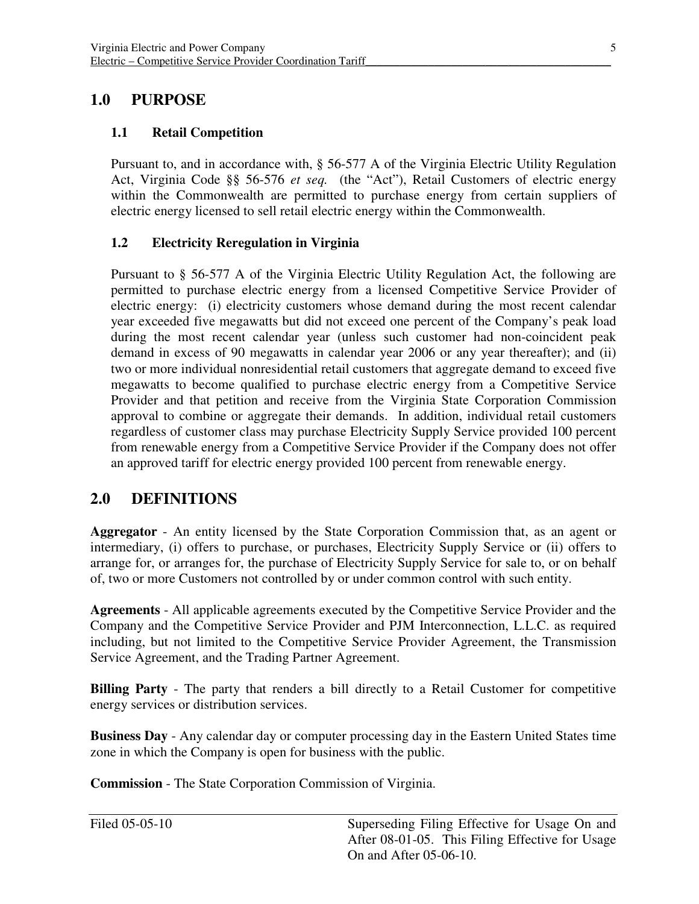## 1.0 PURPOSE

### 1.1 Retail Competition

Pursuant to, and in accordance with, § 56-577 A of the Virginia Electric Utility Regulation Act, Virginia Code §§ 56-576 *et seq.* (the "Act"), Retail Customers of electric energy within the Commonwealth are permitted to purchase energy from certain suppliers of electric energy licensed to sell retail electric energy within the Commonwealth.

### 1.2 Electricity Reregulation in Virginia

Pursuant to § 56-577 A of the Virginia Electric Utility Regulation Act, the following are permitted to purchase electric energy from a licensed Competitive Service Provider of electric energy: (i) electricity customers whose demand during the most recent calendar year exceeded five megawatts but did not exceed one percent of the Company's peak load during the most recent calendar year (unless such customer had non-coincident peak demand in excess of 90 megawatts in calendar year 2006 or any year thereafter); and (ii) two or more individual nonresidential retail customers that aggregate demand to exceed five megawatts to become qualified to purchase electric energy from a Competitive Service Provider and that petition and receive from the Virginia State Corporation Commission approval to combine or aggregate their demands. In addition, individual retail customers regardless of customer class may purchase Electricity Supply Service provided 100 percent from renewable energy from a Competitive Service Provider if the Company does not offer an approved tariff for electric energy provided 100 percent from renewable energy.

## 2.0 DEFINITIONS

**Aggregator** - An entity licensed by the State Corporation Commission that, as an agent or intermediary, (i) offers to purchase, or purchases, Electricity Supply Service or (ii) offers to arrange for, or arranges for, the purchase of Electricity Supply Service for sale to, or on behalf of, two or more Customers not controlled by or under common control with such entity.

**Agreements** - All applicable agreements executed by the Competitive Service Provider and the Company and the Competitive Service Provider and PJM Interconnection, L.L.C. as required including, but not limited to the Competitive Service Provider Agreement, the Transmission Service Agreement, and the Trading Partner Agreement.

**Billing Party** - The party that renders a bill directly to a Retail Customer for competitive energy services or distribution services.

**Business Day** - Any calendar day or computer processing day in the Eastern United States time zone in which the Company is open for business with the public.

**Commission** - The State Corporation Commission of Virginia.

Filed 05-05-10

Superseding Filing Effective for Usage On and After 08-01-05. This Filing Effective for Usage On and After 05-06-10.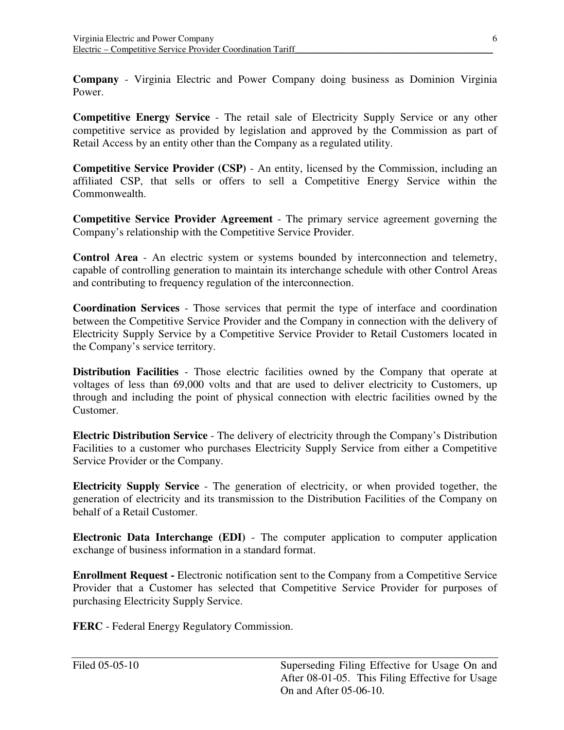**Company** - Virginia Electric and Power Company doing business as Dominion Virginia Power.

**Competitive Energy Service** - The retail sale of Electricity Supply Service or any other competitive service as provided by legislation and approved by the Commission as part of Retail Access by an entity other than the Company as a regulated utility.

**Competitive Service Provider (CSP)** - An entity, licensed by the Commission, including an affiliated CSP, that sells or offers to sell a Competitive Energy Service within the Commonwealth.

**Competitive Service Provider Agreement** - The primary service agreement governing the Company's relationship with the Competitive Service Provider.

**Control Area** - An electric system or systems bounded by interconnection and telemetry, capable of controlling generation to maintain its interchange schedule with other Control Areas and contributing to frequency regulation of the interconnection.

**Coordination Services** - Those services that permit the type of interface and coordination between the Competitive Service Provider and the Company in connection with the delivery of Electricity Supply Service by a Competitive Service Provider to Retail Customers located in the Company's service territory.

**Distribution Facilities** - Those electric facilities owned by the Company that operate at voltages of less than 69,000 volts and that are used to deliver electricity to Customers, up through and including the point of physical connection with electric facilities owned by the Customer.

**Electric Distribution Service** - The delivery of electricity through the Company's Distribution Facilities to a customer who purchases Electricity Supply Service from either a Competitive Service Provider or the Company.

**Electricity Supply Service** - The generation of electricity, or when provided together, the generation of electricity and its transmission to the Distribution Facilities of the Company on behalf of a Retail Customer.

**Electronic Data Interchange (EDI)** - The computer application to computer application exchange of business information in a standard format.

**Enrollment Request -** Electronic notification sent to the Company from a Competitive Service Provider that a Customer has selected that Competitive Service Provider for purposes of purchasing Electricity Supply Service.

**FERC** - Federal Energy Regulatory Commission.

Filed 05-05-10

Superseding Filing Effective for Usage On and After 08-01-05. This Filing Effective for Usage On and After 05-06-10.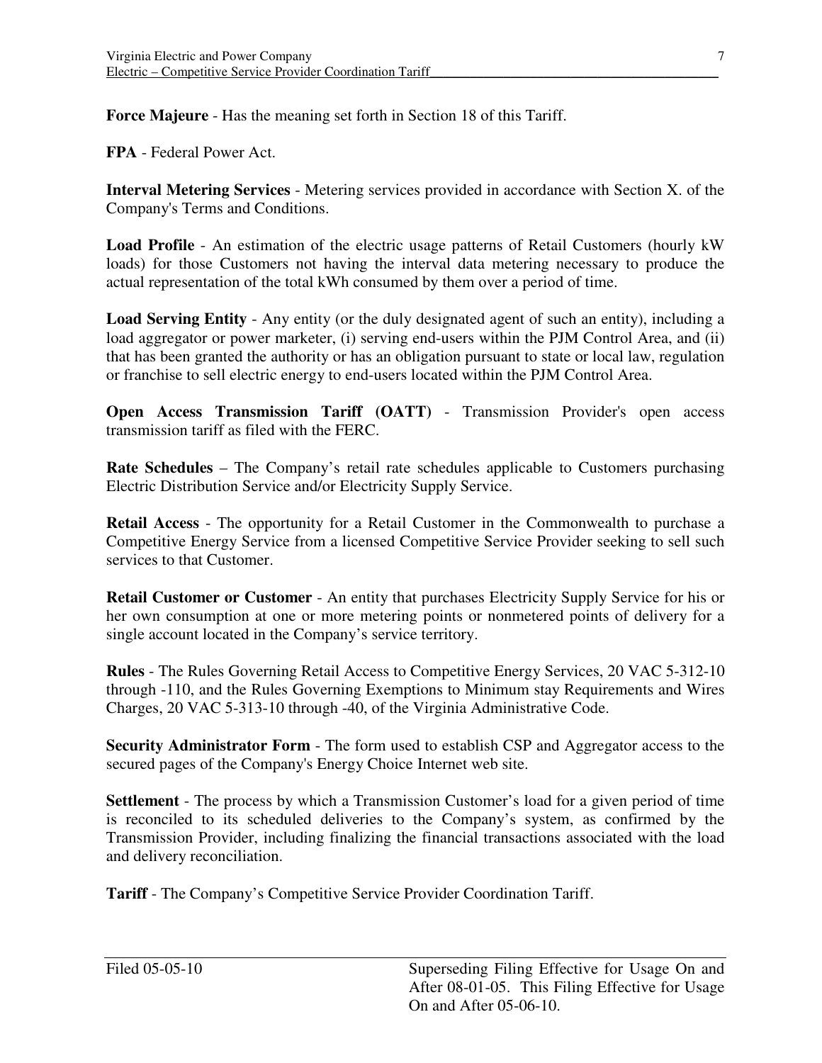**Force Majeure** - Has the meaning set forth in Section 18 of this Tariff.

**FPA** - Federal Power Act.

**Interval Metering Services** - Metering services provided in accordance with Section X. of the Company's Terms and Conditions.

**Load Profile** - An estimation of the electric usage patterns of Retail Customers (hourly kW loads) for those Customers not having the interval data metering necessary to produce the actual representation of the total kWh consumed by them over a period of time.

**Load Serving Entity** - Any entity (or the duly designated agent of such an entity), including a load aggregator or power marketer, (i) serving end-users within the PJM Control Area, and (ii) that has been granted the authority or has an obligation pursuant to state or local law, regulation or franchise to sell electric energy to end-users located within the PJM Control Area.

**Open Access Transmission Tariff (OATT)** - Transmission Provider's open access transmission tariff as filed with the FERC.

**Rate Schedules** – The Company's retail rate schedules applicable to Customers purchasing Electric Distribution Service and/or Electricity Supply Service.

**Retail Access** - The opportunity for a Retail Customer in the Commonwealth to purchase a Competitive Energy Service from a licensed Competitive Service Provider seeking to sell such services to that Customer.

**Retail Customer or Customer** - An entity that purchases Electricity Supply Service for his or her own consumption at one or more metering points or nonmetered points of delivery for a single account located in the Company's service territory.

**Rules** - The Rules Governing Retail Access to Competitive Energy Services, 20 VAC 5-312-10 through -110, and the Rules Governing Exemptions to Minimum stay Requirements and Wires Charges, 20 VAC 5-313-10 through -40, of the Virginia Administrative Code.

**Security Administrator Form** - The form used to establish CSP and Aggregator access to the secured pages of the Company's Energy Choice Internet web site.

**Settlement** - The process by which a Transmission Customer's load for a given period of time is reconciled to its scheduled deliveries to the Company's system, as confirmed by the Transmission Provider, including finalizing the financial transactions associated with the load and delivery reconciliation.

**Tariff** - The Company's Competitive Service Provider Coordination Tariff.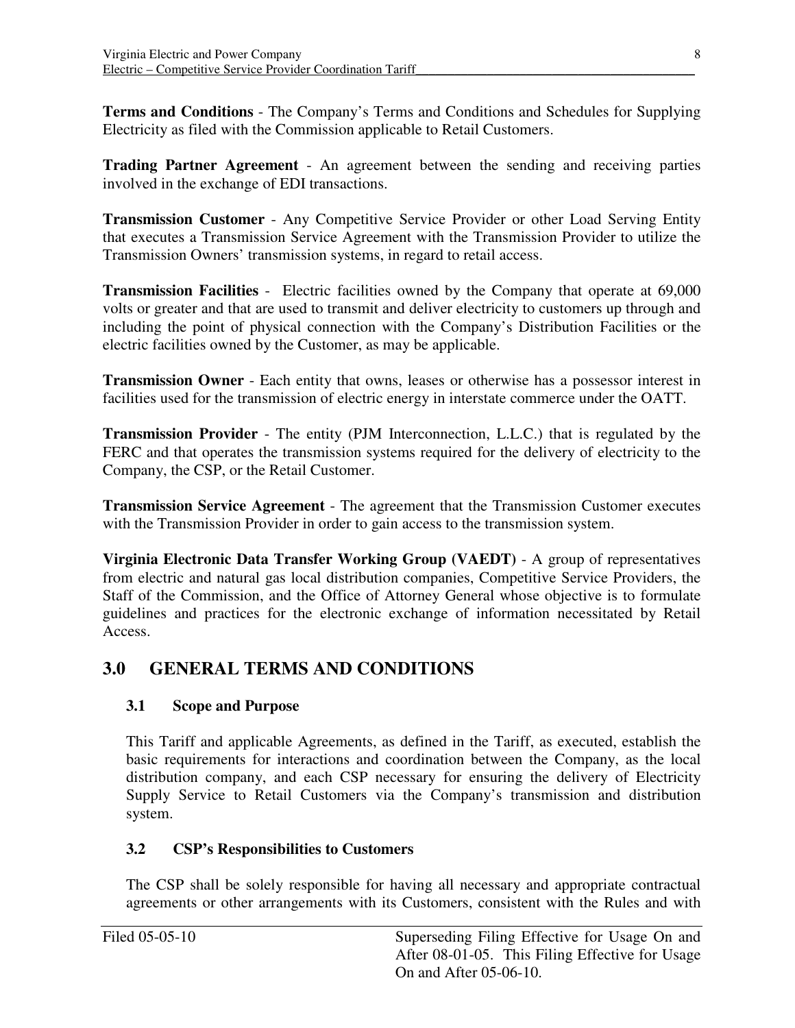**Terms and Conditions** - The Company's Terms and Conditions and Schedules for Supplying Electricity as filed with the Commission applicable to Retail Customers.

**Trading Partner Agreement** - An agreement between the sending and receiving parties involved in the exchange of EDI transactions.

**Transmission Customer** - Any Competitive Service Provider or other Load Serving Entity that executes a Transmission Service Agreement with the Transmission Provider to utilize the Transmission Owners' transmission systems, in regard to retail access.

**Transmission Facilities** - Electric facilities owned by the Company that operate at 69,000 volts or greater and that are used to transmit and deliver electricity to customers up through and including the point of physical connection with the Company's Distribution Facilities or the electric facilities owned by the Customer, as may be applicable.

**Transmission Owner** - Each entity that owns, leases or otherwise has a possessor interest in facilities used for the transmission of electric energy in interstate commerce under the OATT.

**Transmission Provider** - The entity (PJM Interconnection, L.L.C.) that is regulated by the FERC and that operates the transmission systems required for the delivery of electricity to the Company, the CSP, or the Retail Customer.

**Transmission Service Agreement** - The agreement that the Transmission Customer executes with the Transmission Provider in order to gain access to the transmission system.

**Virginia Electronic Data Transfer Working Group (VAEDT)** - A group of representatives from electric and natural gas local distribution companies, Competitive Service Providers, the Staff of the Commission, and the Office of Attorney General whose objective is to formulate guidelines and practices for the electronic exchange of information necessitated by Retail Access.

## 3.0 GENERAL TERMS AND CONDITIONS

### 3.1 Scope and Purpose

This Tariff and applicable Agreements, as defined in the Tariff, as executed, establish the basic requirements for interactions and coordination between the Company, as the local distribution company, and each CSP necessary for ensuring the delivery of Electricity Supply Service to Retail Customers via the Company's transmission and distribution system.

### 3.2 CSP's Responsibilities to Customers

The CSP shall be solely responsible for having all necessary and appropriate contractual agreements or other arrangements with its Customers, consistent with the Rules and with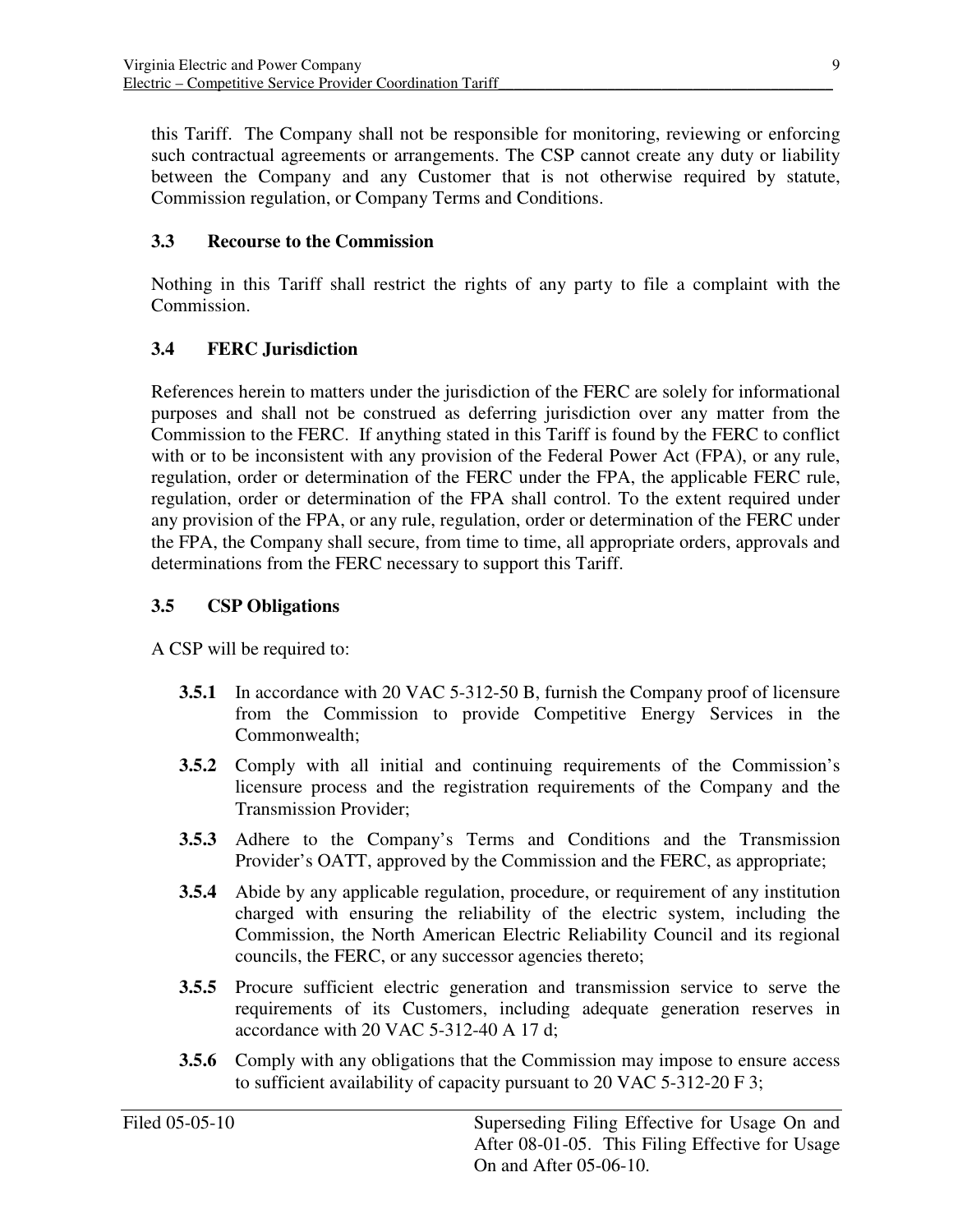this Tariff. The Company shall not be responsible for monitoring, reviewing or enforcing such contractual agreements or arrangements. The CSP cannot create any duty or liability between the Company and any Customer that is not otherwise required by statute, Commission regulation, or Company Terms and Conditions.

### 3.3 Recourse to the Commission

Nothing in this Tariff shall restrict the rights of any party to file a complaint with the Commission.

### 3.4 FERC Jurisdiction

References herein to matters under the jurisdiction of the FERC are solely for informational purposes and shall not be construed as deferring jurisdiction over any matter from the Commission to the FERC. If anything stated in this Tariff is found by the FERC to conflict with or to be inconsistent with any provision of the Federal Power Act (FPA), or any rule, regulation, order or determination of the FERC under the FPA, the applicable FERC rule, regulation, order or determination of the FPA shall control. To the extent required under any provision of the FPA, or any rule, regulation, order or determination of the FERC under the FPA, the Company shall secure, from time to time, all appropriate orders, approvals and determinations from the FERC necessary to support this Tariff.

### 3.5 CSP Obligations

A CSP will be required to:

**3.5.1** In accordance with 20 VAC 5-312-50 B, furnish the Company proof of licensure from the Commission to provide Competitive Energy Services in the Commonwealth;

**3.5.2** Comply with all initial and continuing requirements of the Commission's licensure process and the registration requirements of the Company and the Transmission Provider;

**3.5.3** Adhere to the Company's Terms and Conditions and the Transmission Provider's OATT, approved by the Commission and the FERC, as appropriate;

**3.5.4** Abide by any applicable regulation, procedure, or requirement of any institution charged with ensuring the reliability of the electric system, including the Commission, the North American Electric Reliability Council and its regional councils, the FERC, or any successor agencies thereto;

**3.5.5** Procure sufficient electric generation and transmission service to serve the requirements of its Customers, including adequate generation reserves in accordance with 20 VAC 5-312-40 A 17 d;

**3.5.6** Comply with any obligations that the Commission may impose to ensure access to sufficient availability of capacity pursuant to 20 VAC 5-312-20 F 3;

Filed 05-05-10 | Superseding Filing Effective for Usage On and After 08-01-05. This Filing Effective for Usage On and After 05-06-10.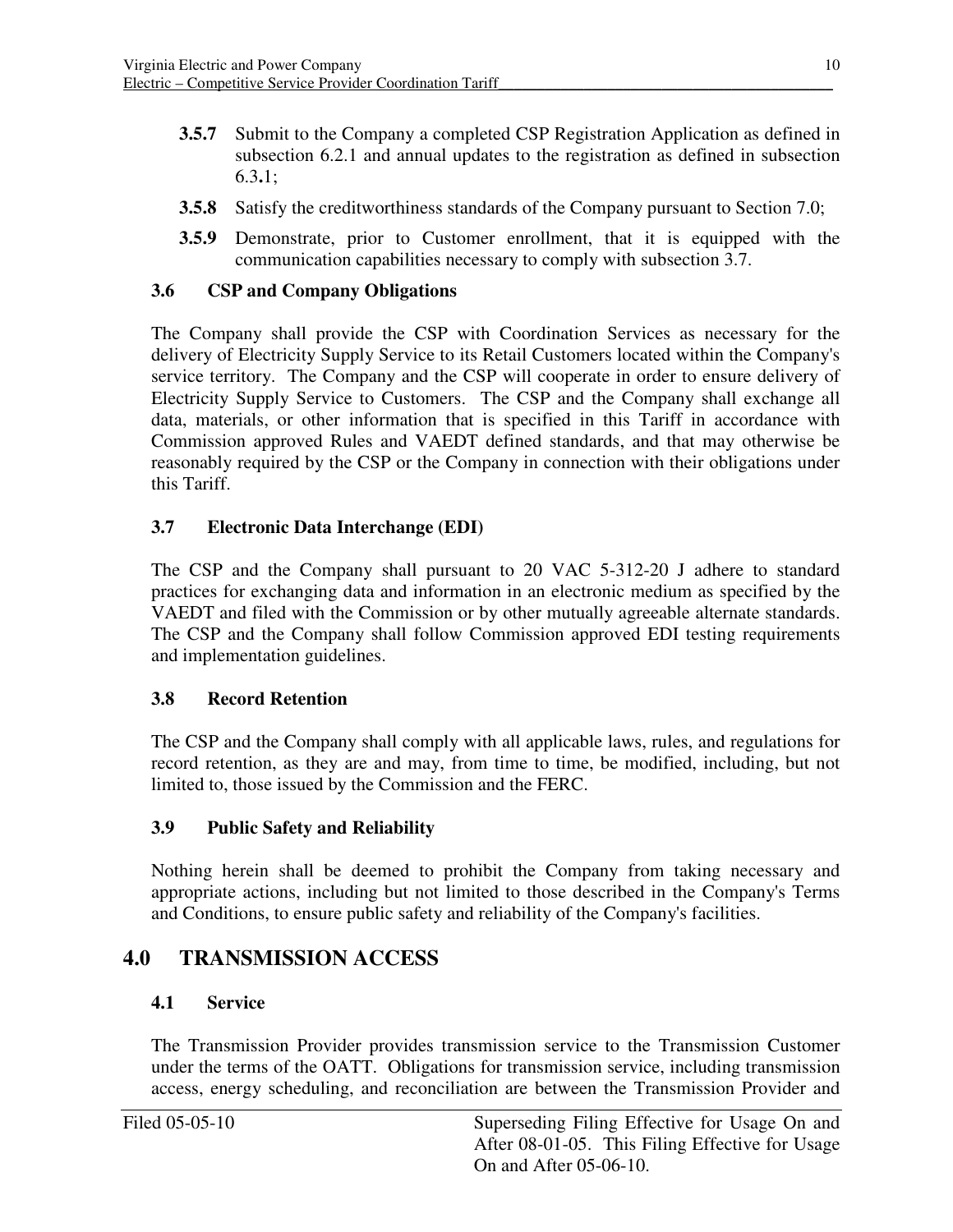**3.5.7** Submit to the Company a completed CSP Registration Application as defined in subsection 6.2.1 and annual updates to the registration as defined in subsection 6.3.1;

**3.5.8** Satisfy the creditworthiness standards of the Company pursuant to Section 7.0;

**3.5.9** Demonstrate, prior to Customer enrollment, that it is equipped with the communication capabilities necessary to comply with subsection 3.7.

### 3.6 CSP and Company Obligations

The Company shall provide the CSP with Coordination Services as necessary for the delivery of Electricity Supply Service to its Retail Customers located within the Company's service territory. The Company and the CSP will cooperate in order to ensure delivery of Electricity Supply Service to Customers. The CSP and the Company shall exchange all data, materials, or other information that is specified in this Tariff in accordance with Commission approved Rules and VAEDT defined standards, and that may otherwise be reasonably required by the CSP or the Company in connection with their obligations under this Tariff.

### 3.7 Electronic Data Interchange (EDI)

The CSP and the Company shall pursuant to 20 VAC 5-312-20 J adhere to standard practices for exchanging data and information in an electronic medium as specified by the VAEDT and filed with the Commission or by other mutually agreeable alternate standards. The CSP and the Company shall follow Commission approved EDI testing requirements and implementation guidelines.

### 3.8 Record Retention

The CSP and the Company shall comply with all applicable laws, rules, and regulations for record retention, as they are and may, from time to time, be modified, including, but not limited to, those issued by the Commission and the FERC.

### 3.9 Public Safety and Reliability

Nothing herein shall be deemed to prohibit the Company from taking necessary and appropriate actions, including but not limited to those described in the Company's Terms and Conditions, to ensure public safety and reliability of the Company's facilities.

## 4.0 TRANSMISSION ACCESS

### 4.1 Service

The Transmission Provider provides transmission service to the Transmission Customer under the terms of the OATT. Obligations for transmission service, including transmission access, energy scheduling, and reconciliation are between the Transmission Provider and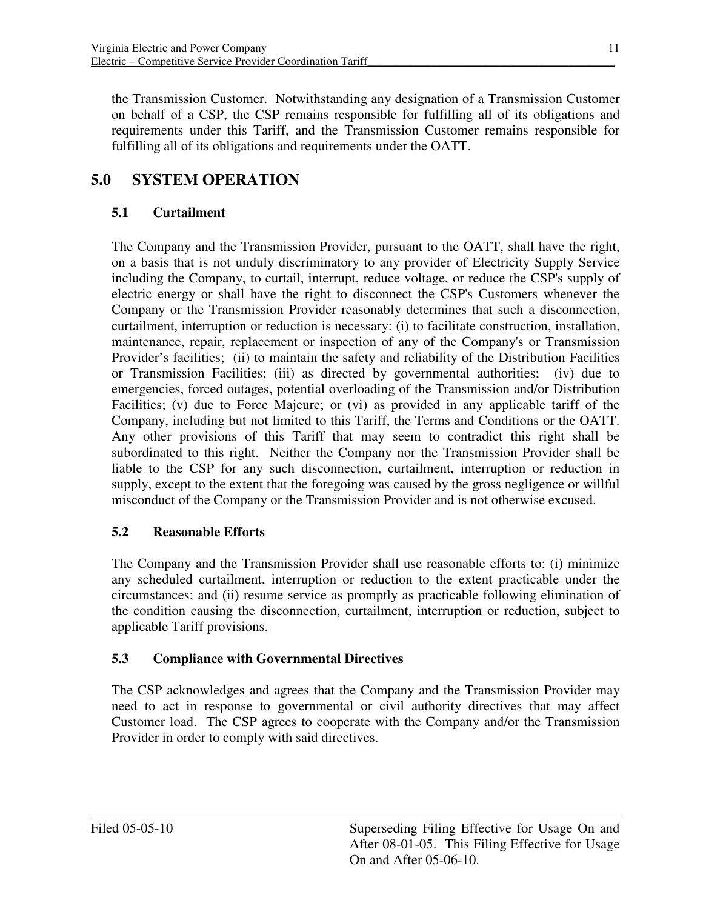the Transmission Customer. Notwithstanding any designation of a Transmission Customer on behalf of a CSP, the CSP remains responsible for fulfilling all of its obligations and requirements under this Tariff, and the Transmission Customer remains responsible for fulfilling all of its obligations and requirements under the OATT.

## 5.0 SYSTEM OPERATION

### 5.1 Curtailment

The Company and the Transmission Provider, pursuant to the OATT, shall have the right, on a basis that is not unduly discriminatory to any provider of Electricity Supply Service including the Company, to curtail, interrupt, reduce voltage, or reduce the CSP's supply of electric energy or shall have the right to disconnect the CSP's Customers whenever the Company or the Transmission Provider reasonably determines that such a disconnection, curtailment, interruption or reduction is necessary: (i) to facilitate construction, installation, maintenance, repair, replacement or inspection of any of the Company's or Transmission Provider's facilities; (ii) to maintain the safety and reliability of the Distribution Facilities or Transmission Facilities; (iii) as directed by governmental authorities; (iv) due to emergencies, forced outages, potential overloading of the Transmission and/or Distribution Facilities; (v) due to Force Majeure; or (vi) as provided in any applicable tariff of the Company, including but not limited to this Tariff, the Terms and Conditions or the OATT. Any other provisions of this Tariff that may seem to contradict this right shall be subordinated to this right. Neither the Company nor the Transmission Provider shall be liable to the CSP for any such disconnection, curtailment, interruption or reduction in supply, except to the extent that the foregoing was caused by the gross negligence or willful misconduct of the Company or the Transmission Provider and is not otherwise excused.

### 5.2 Reasonable Efforts

The Company and the Transmission Provider shall use reasonable efforts to: (i) minimize any scheduled curtailment, interruption or reduction to the extent practicable under the circumstances; and (ii) resume service as promptly as practicable following elimination of the condition causing the disconnection, curtailment, interruption or reduction, subject to applicable Tariff provisions.

### 5.3 Compliance with Governmental Directives

The CSP acknowledges and agrees that the Company and the Transmission Provider may need to act in response to governmental or civil authority directives that may affect Customer load. The CSP agrees to cooperate with the Company and/or the Transmission Provider in order to comply with said directives.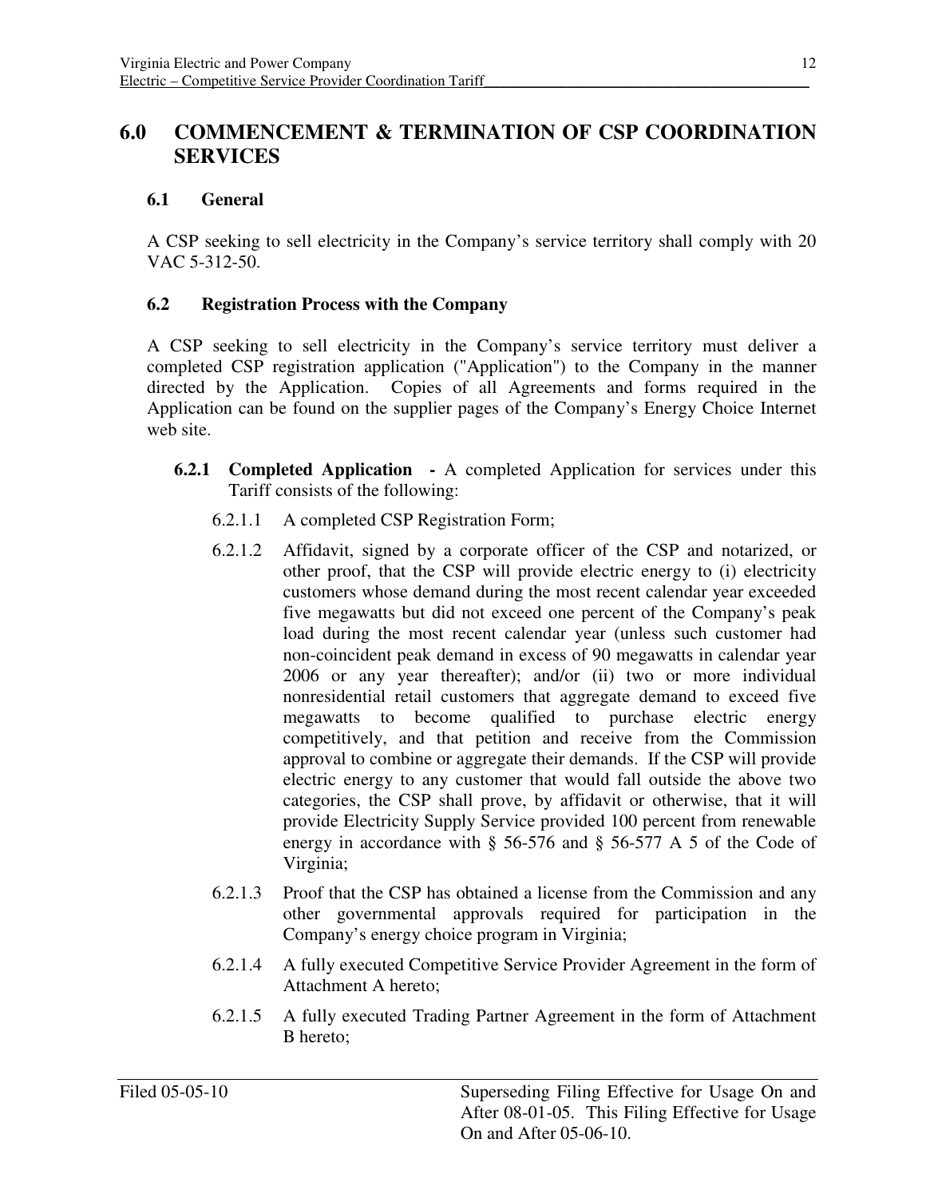## 6.0 COMMENCEMENT & TERMINATION OF CSP COORDINATION SERVICES

### 6.1 General

A CSP seeking to sell electricity in the Company's service territory shall comply with 20 VAC 5-312-50.

### 6.2 Registration Process with the Company

A CSP seeking to sell electricity in the Company's service territory must deliver a completed CSP registration application ("Application") to the Company in the manner directed by the Application. Copies of all Agreements and forms required in the Application can be found on the supplier pages of the Company's Energy Choice Internet web site.

**6.2.1 Completed Application -** A completed Application for services under this Tariff consists of the following:

6.2.1.1 A completed CSP Registration Form;

6.2.1.2 Affidavit, signed by a corporate officer of the CSP and notarized, or other proof, that the CSP will provide electric energy to (i) electricity customers whose demand during the most recent calendar year exceeded five megawatts but did not exceed one percent of the Company's peak load during the most recent calendar year (unless such customer had non-coincident peak demand in excess of 90 megawatts in calendar year 2006 or any year thereafter); and/or (ii) two or more individual nonresidential retail customers that aggregate demand to exceed five megawatts to become qualified to purchase electric energy competitively, and that petition and receive from the Commission approval to combine or aggregate their demands. If the CSP will provide electric energy to any customer that would fall outside the above two categories, the CSP shall prove, by affidavit or otherwise, that it will provide Electricity Supply Service provided 100 percent from renewable energy in accordance with § 56-576 and § 56-577 A 5 of the Code of Virginia;

6.2.1.3 Proof that the CSP has obtained a license from the Commission and any other governmental approvals required for participation in the Company's energy choice program in Virginia;

6.2.1.4 A fully executed Competitive Service Provider Agreement in the form of Attachment A hereto;

6.2.1.5 A fully executed Trading Partner Agreement in the form of Attachment B hereto;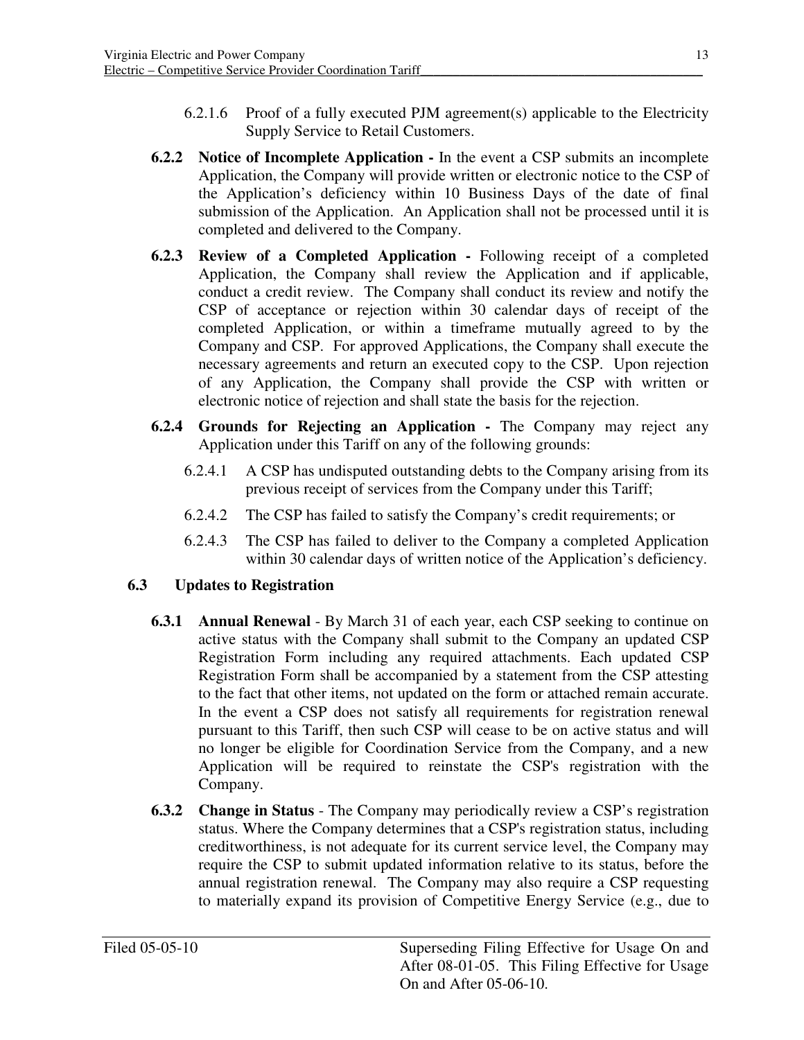6.2.1.6 Proof of a fully executed PJM agreement(s) applicable to the Electricity Supply Service to Retail Customers.

**6.2.2 Notice of Incomplete Application -** In the event a CSP submits an incomplete Application, the Company will provide written or electronic notice to the CSP of the Application's deficiency within 10 Business Days of the date of final submission of the Application. An Application shall not be processed until it is completed and delivered to the Company.

**6.2.3 Review of a Completed Application -** Following receipt of a completed Application, the Company shall review the Application and if applicable, conduct a credit review. The Company shall conduct its review and notify the CSP of acceptance or rejection within 30 calendar days of receipt of the completed Application, or within a timeframe mutually agreed to by the Company and CSP. For approved Applications, the Company shall execute the necessary agreements and return an executed copy to the CSP. Upon rejection of any Application, the Company shall provide the CSP with written or electronic notice of rejection and shall state the basis for the rejection.

**6.2.4 Grounds for Rejecting an Application -** The Company may reject any Application under this Tariff on any of the following grounds:

6.2.4.1 A CSP has undisputed outstanding debts to the Company arising from its previous receipt of services from the Company under this Tariff;

6.2.4.2 The CSP has failed to satisfy the Company's credit requirements; or

6.2.4.3 The CSP has failed to deliver to the Company a completed Application within 30 calendar days of written notice of the Application's deficiency.

### 6.3 Updates to Registration

**6.3.1 Annual Renewal** - By March 31 of each year, each CSP seeking to continue on active status with the Company shall submit to the Company an updated CSP Registration Form including any required attachments. Each updated CSP Registration Form shall be accompanied by a statement from the CSP attesting to the fact that other items, not updated on the form or attached remain accurate. In the event a CSP does not satisfy all requirements for registration renewal pursuant to this Tariff, then such CSP will cease to be on active status and will no longer be eligible for Coordination Service from the Company, and a new Application will be required to reinstate the CSP's registration with the Company.

**6.3.2 Change in Status** - The Company may periodically review a CSP's registration status. Where the Company determines that a CSP's registration status, including creditworthiness, is not adequate for its current service level, the Company may require the CSP to submit updated information relative to its status, before the annual registration renewal. The Company may also require a CSP requesting to materially expand its provision of Competitive Energy Service (e.g., due to

Filed 05-05-10

Superseding Filing Effective for Usage On and After 08-01-05. This Filing Effective for Usage On and After 05-06-10.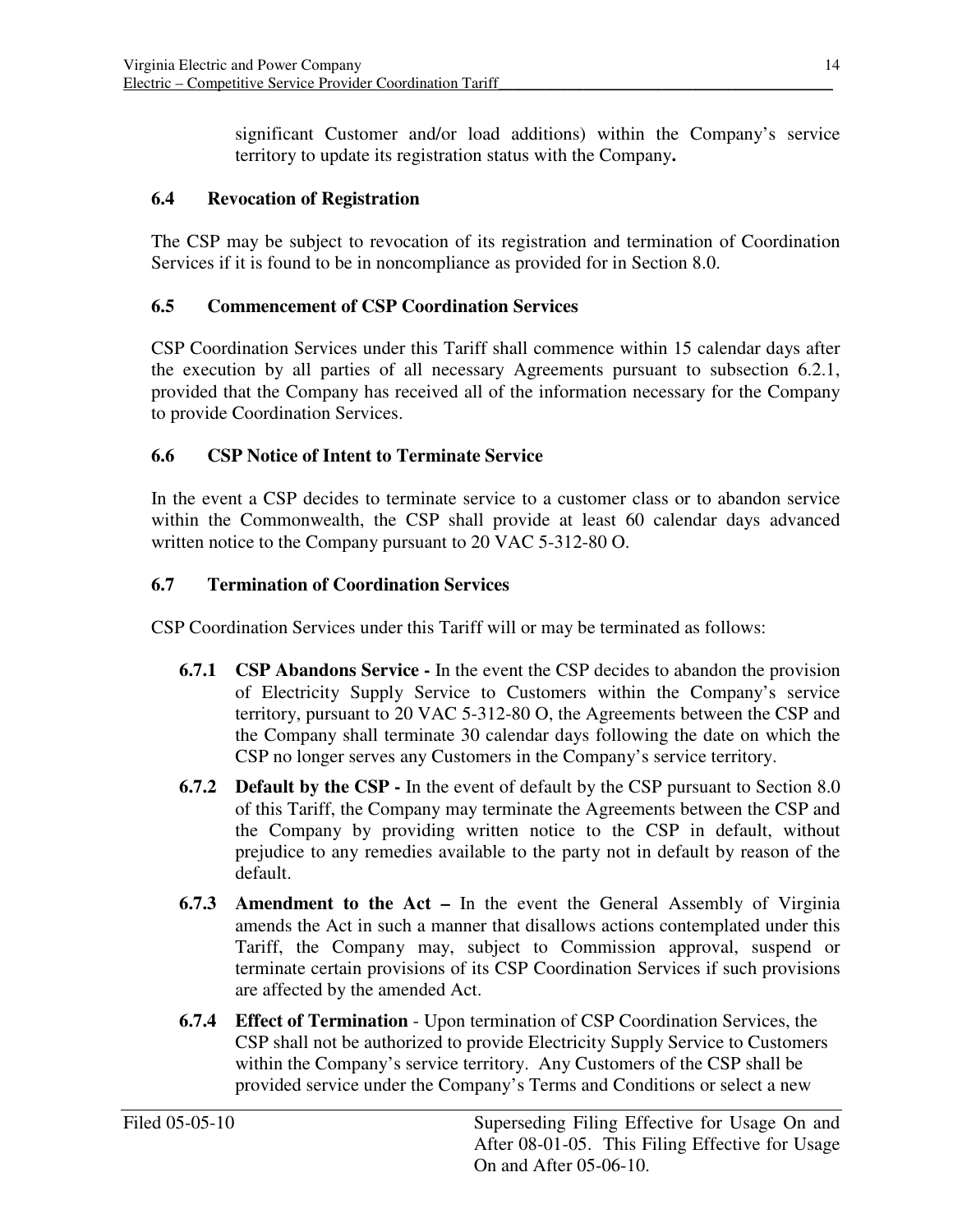significant Customer and/or load additions) within the Company's service territory to update its registration status with the Company**.**

## 6.4 Revocation of Registration

The CSP may be subject to revocation of its registration and termination of Coordination Services if it is found to be in noncompliance as provided for in Section 8.0.

## 6.5 Commencement of CSP Coordination Services

CSP Coordination Services under this Tariff shall commence within 15 calendar days after the execution by all parties of all necessary Agreements pursuant to subsection 6.2.1, provided that the Company has received all of the information necessary for the Company to provide Coordination Services.

## 6.6 CSP Notice of Intent to Terminate Service

In the event a CSP decides to terminate service to a customer class or to abandon service within the Commonwealth, the CSP shall provide at least 60 calendar days advanced written notice to the Company pursuant to 20 VAC 5-312-80 O.

## 6.7 Termination of Coordination Services

CSP Coordination Services under this Tariff will or may be terminated as follows:

**6.7.1 CSP Abandons Service -** In the event the CSP decides to abandon the provision of Electricity Supply Service to Customers within the Company's service territory, pursuant to 20 VAC 5-312-80 O, the Agreements between the CSP and the Company shall terminate 30 calendar days following the date on which the CSP no longer serves any Customers in the Company's service territory.

**6.7.2 Default by the CSP -** In the event of default by the CSP pursuant to Section 8.0 of this Tariff, the Company may terminate the Agreements between the CSP and the Company by providing written notice to the CSP in default, without prejudice to any remedies available to the party not in default by reason of the default.

**6.7.3 Amendment to the Act –** In the event the General Assembly of Virginia amends the Act in such a manner that disallows actions contemplated under this Tariff, the Company may, subject to Commission approval, suspend or terminate certain provisions of its CSP Coordination Services if such provisions are affected by the amended Act.

**6.7.4 Effect of Termination** - Upon termination of CSP Coordination Services, the CSP shall not be authorized to provide Electricity Supply Service to Customers within the Company's service territory. Any Customers of the CSP shall be provided service under the Company's Terms and Conditions or select a new

Filed 05-05-10

Superseding Filing Effective for Usage On and After 08-01-05. This Filing Effective for Usage On and After 05-06-10.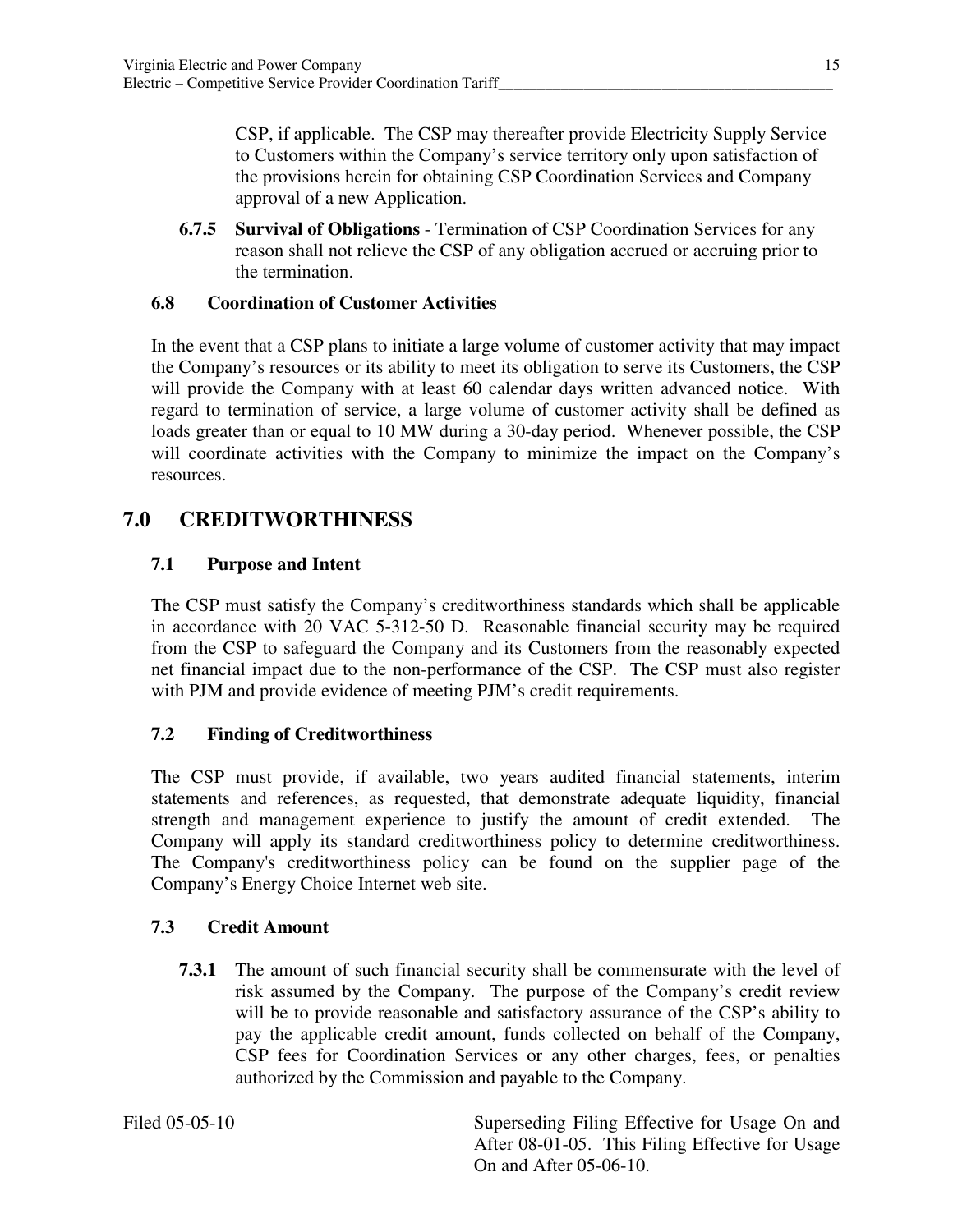CSP, if applicable. The CSP may thereafter provide Electricity Supply Service to Customers within the Company's service territory only upon satisfaction of the provisions herein for obtaining CSP Coordination Services and Company approval of a new Application.

**6.7.5 Survival of Obligations** - Termination of CSP Coordination Services for any reason shall not relieve the CSP of any obligation accrued or accruing prior to the termination.

### 6.8 Coordination of Customer Activities

In the event that a CSP plans to initiate a large volume of customer activity that may impact the Company's resources or its ability to meet its obligation to serve its Customers, the CSP will provide the Company with at least 60 calendar days written advanced notice. With regard to termination of service, a large volume of customer activity shall be defined as loads greater than or equal to 10 MW during a 30-day period. Whenever possible, the CSP will coordinate activities with the Company to minimize the impact on the Company's resources.

## 7.0 CREDITWORTHINESS

### 7.1 Purpose and Intent

The CSP must satisfy the Company's creditworthiness standards which shall be applicable in accordance with 20 VAC 5-312-50 D. Reasonable financial security may be required from the CSP to safeguard the Company and its Customers from the reasonably expected net financial impact due to the non-performance of the CSP. The CSP must also register with PJM and provide evidence of meeting PJM's credit requirements.

### 7.2 Finding of Creditworthiness

The CSP must provide, if available, two years audited financial statements, interim statements and references, as requested, that demonstrate adequate liquidity, financial strength and management experience to justify the amount of credit extended. The Company will apply its standard creditworthiness policy to determine creditworthiness. The Company's creditworthiness policy can be found on the supplier page of the Company's Energy Choice Internet web site.

### 7.3 Credit Amount

**7.3.1** The amount of such financial security shall be commensurate with the level of risk assumed by the Company. The purpose of the Company's credit review will be to provide reasonable and satisfactory assurance of the CSP's ability to pay the applicable credit amount, funds collected on behalf of the Company, CSP fees for Coordination Services or any other charges, fees, or penalties authorized by the Commission and payable to the Company.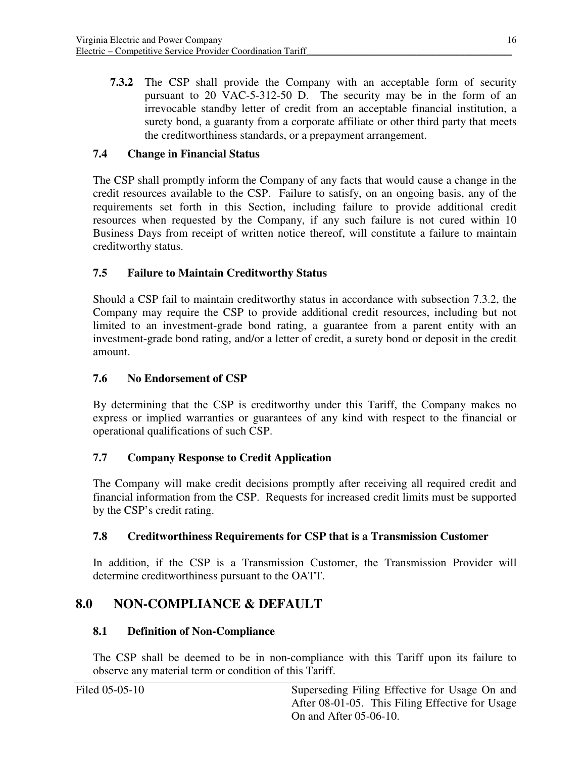**7.3.2** The CSP shall provide the Company with an acceptable form of security pursuant to 20 VAC-5-312-50 D. The security may be in the form of an irrevocable standby letter of credit from an acceptable financial institution, a surety bond, a guaranty from a corporate affiliate or other third party that meets the creditworthiness standards, or a prepayment arrangement.

### 7.4 Change in Financial Status

The CSP shall promptly inform the Company of any facts that would cause a change in the credit resources available to the CSP. Failure to satisfy, on an ongoing basis, any of the requirements set forth in this Section, including failure to provide additional credit resources when requested by the Company, if any such failure is not cured within 10 Business Days from receipt of written notice thereof, will constitute a failure to maintain creditworthy status.

### 7.5 Failure to Maintain Creditworthy Status

Should a CSP fail to maintain creditworthy status in accordance with subsection 7.3.2, the Company may require the CSP to provide additional credit resources, including but not limited to an investment-grade bond rating, a guarantee from a parent entity with an investment-grade bond rating, and/or a letter of credit, a surety bond or deposit in the credit amount.

### 7.6 No Endorsement of CSP

By determining that the CSP is creditworthy under this Tariff, the Company makes no express or implied warranties or guarantees of any kind with respect to the financial or operational qualifications of such CSP.

### 7.7 Company Response to Credit Application

The Company will make credit decisions promptly after receiving all required credit and financial information from the CSP. Requests for increased credit limits must be supported by the CSP's credit rating.

### 7.8 Creditworthiness Requirements for CSP that is a Transmission Customer

In addition, if the CSP is a Transmission Customer, the Transmission Provider will determine creditworthiness pursuant to the OATT.

## 8.0 NON-COMPLIANCE & DEFAULT

### 8.1 Definition of Non-Compliance

The CSP shall be deemed to be in non-compliance with this Tariff upon its failure to observe any material term or condition of this Tariff.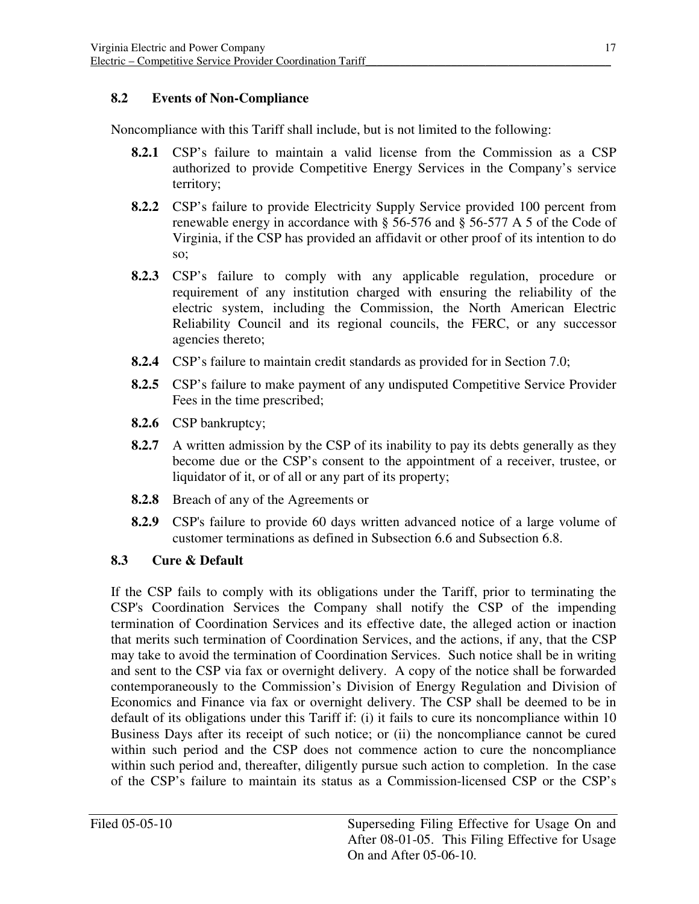## 8.2 Events of Non-Compliance

Noncompliance with this Tariff shall include, but is not limited to the following:

**8.2.1** CSP's failure to maintain a valid license from the Commission as a CSP authorized to provide Competitive Energy Services in the Company's service territory;

**8.2.2** CSP's failure to provide Electricity Supply Service provided 100 percent from renewable energy in accordance with § 56-576 and § 56-577 A 5 of the Code of Virginia, if the CSP has provided an affidavit or other proof of its intention to do so;

**8.2.3** CSP's failure to comply with any applicable regulation, procedure or requirement of any institution charged with ensuring the reliability of the electric system, including the Commission, the North American Electric Reliability Council and its regional councils, the FERC, or any successor agencies thereto;

**8.2.4** CSP's failure to maintain credit standards as provided for in Section 7.0;

**8.2.5** CSP's failure to make payment of any undisputed Competitive Service Provider Fees in the time prescribed;

**8.2.6** CSP bankruptcy;

**8.2.7** A written admission by the CSP of its inability to pay its debts generally as they become due or the CSP's consent to the appointment of a receiver, trustee, or liquidator of it, or of all or any part of its property;

**8.2.8** Breach of any of the Agreements or

**8.2.9** CSP's failure to provide 60 days written advanced notice of a large volume of customer terminations as defined in Subsection 6.6 and Subsection 6.8.

## 8.3 Cure & Default

If the CSP fails to comply with its obligations under the Tariff, prior to terminating the CSP's Coordination Services the Company shall notify the CSP of the impending termination of Coordination Services and its effective date, the alleged action or inaction that merits such termination of Coordination Services, and the actions, if any, that the CSP may take to avoid the termination of Coordination Services. Such notice shall be in writing and sent to the CSP via fax or overnight delivery. A copy of the notice shall be forwarded contemporaneously to the Commission's Division of Energy Regulation and Division of Economics and Finance via fax or overnight delivery. The CSP shall be deemed to be in default of its obligations under this Tariff if: (i) it fails to cure its noncompliance within 10 Business Days after its receipt of such notice; or (ii) the noncompliance cannot be cured within such period and the CSP does not commence action to cure the noncompliance within such period and, thereafter, diligently pursue such action to completion. In the case of the CSP's failure to maintain its status as a Commission-licensed CSP or the CSP's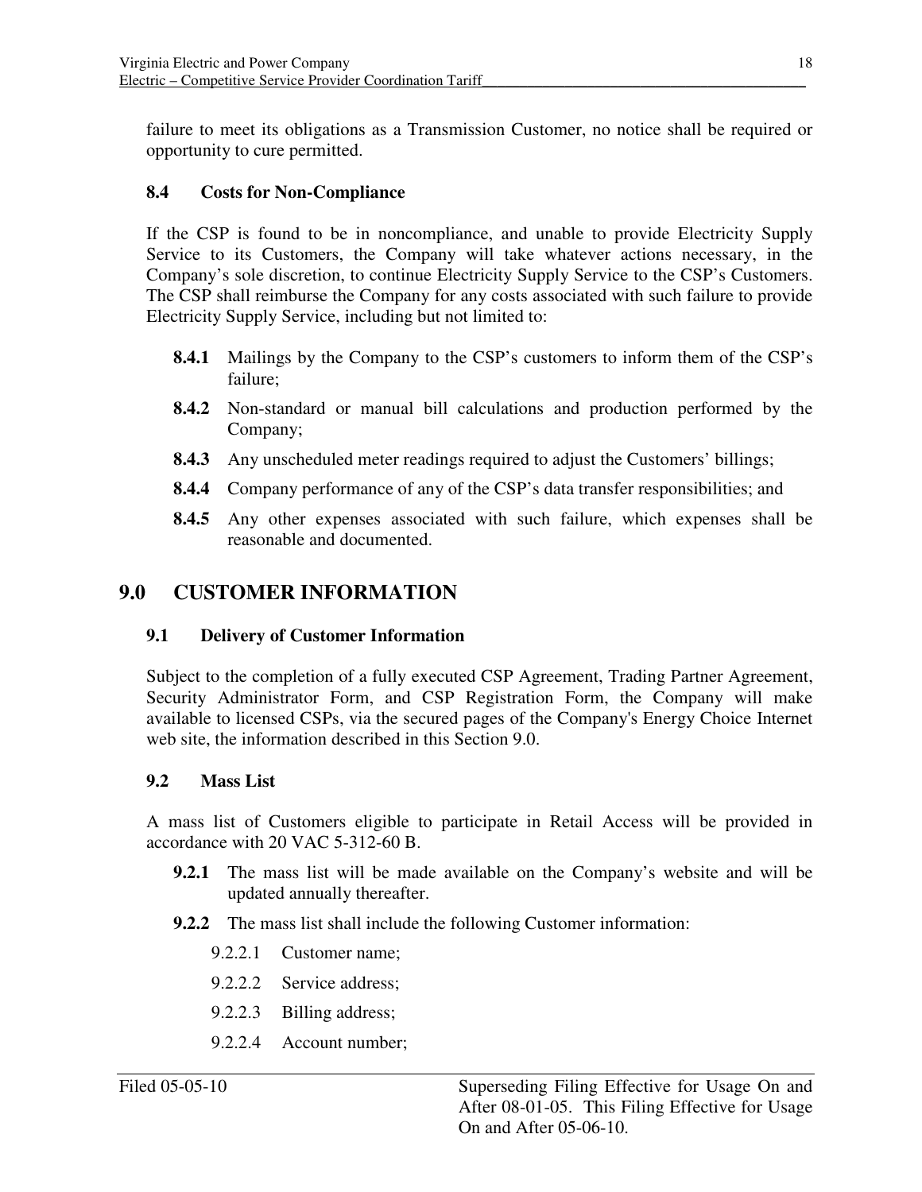failure to meet its obligations as a Transmission Customer, no notice shall be required or opportunity to cure permitted.

### 8.4 Costs for Non-Compliance

If the CSP is found to be in noncompliance, and unable to provide Electricity Supply Service to its Customers, the Company will take whatever actions necessary, in the Company's sole discretion, to continue Electricity Supply Service to the CSP's Customers. The CSP shall reimburse the Company for any costs associated with such failure to provide Electricity Supply Service, including but not limited to:

**8.4.1** Mailings by the Company to the CSP's customers to inform them of the CSP's failure;

**8.4.2** Non-standard or manual bill calculations and production performed by the Company;

**8.4.3** Any unscheduled meter readings required to adjust the Customers' billings;

**8.4.4** Company performance of any of the CSP's data transfer responsibilities; and

**8.4.5** Any other expenses associated with such failure, which expenses shall be reasonable and documented.

## 9.0 CUSTOMER INFORMATION

### 9.1 Delivery of Customer Information

Subject to the completion of a fully executed CSP Agreement, Trading Partner Agreement, Security Administrator Form, and CSP Registration Form, the Company will make available to licensed CSPs, via the secured pages of the Company's Energy Choice Internet web site, the information described in this Section 9.0.

### 9.2 Mass List

A mass list of Customers eligible to participate in Retail Access will be provided in accordance with 20 VAC 5-312-60 B.

**9.2.1** The mass list will be made available on the Company's website and will be updated annually thereafter.

**9.2.2** The mass list shall include the following Customer information:

9.2.2.1 Customer name;

9.2.2.2 Service address;

9.2.2.3 Billing address;

9.2.2.4 Account number;

Filed 05-05-10

Superseding Filing Effective for Usage On and After 08-01-05. This Filing Effective for Usage On and After 05-06-10.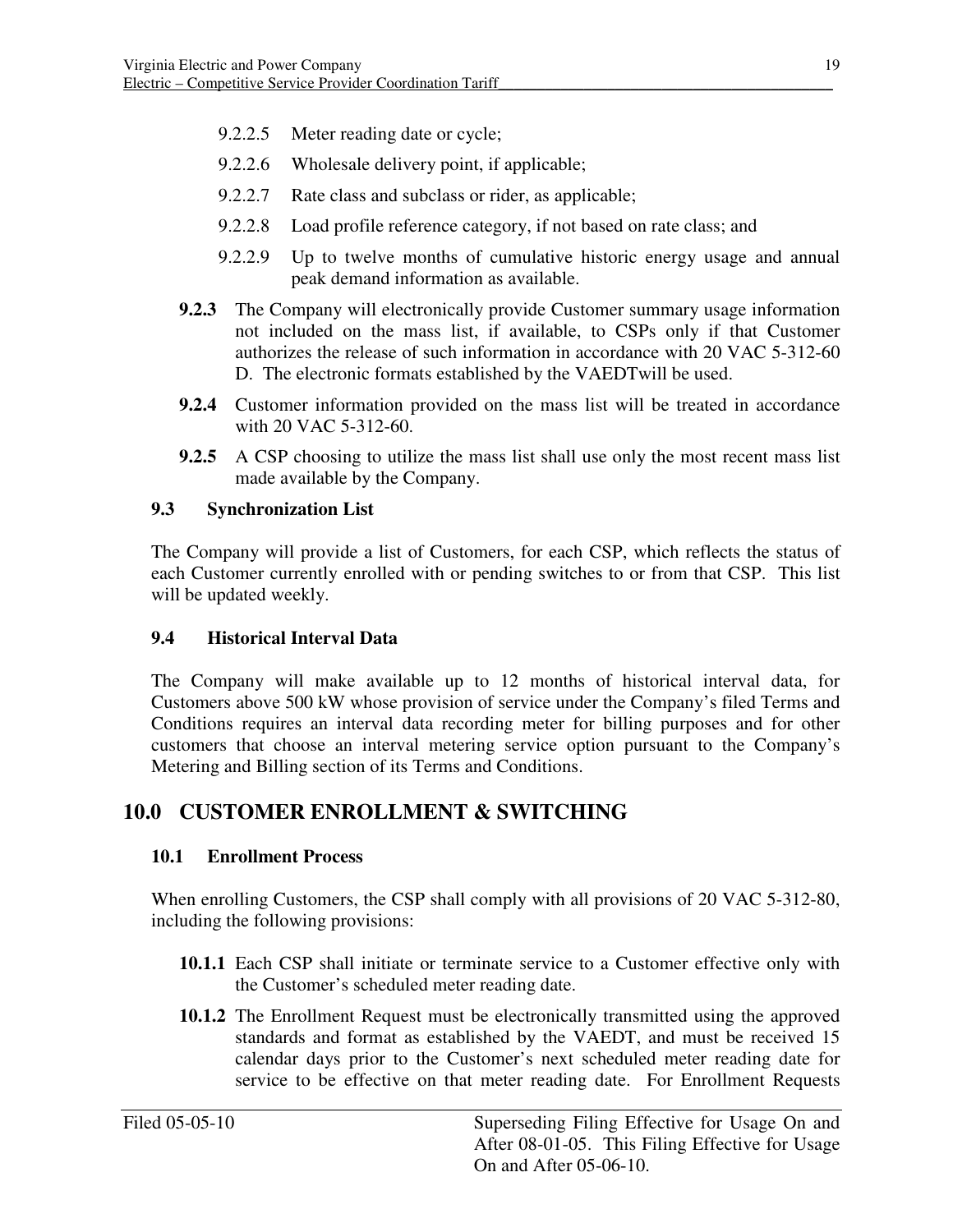9.2.2.5 Meter reading date or cycle;

9.2.2.6 Wholesale delivery point, if applicable;

9.2.2.7 Rate class and subclass or rider, as applicable;

9.2.2.8 Load profile reference category, if not based on rate class; and

9.2.2.9 Up to twelve months of cumulative historic energy usage and annual peak demand information as available.

**9.2.3** The Company will electronically provide Customer summary usage information not included on the mass list, if available, to CSPs only if that Customer authorizes the release of such information in accordance with 20 VAC 5-312-60 D. The electronic formats established by the VAEDTwill be used.

**9.2.4** Customer information provided on the mass list will be treated in accordance with 20 VAC 5-312-60.

**9.2.5** A CSP choosing to utilize the mass list shall use only the most recent mass list made available by the Company.

### 9.3 Synchronization List

The Company will provide a list of Customers, for each CSP, which reflects the status of each Customer currently enrolled with or pending switches to or from that CSP. This list will be updated weekly.

### 9.4 Historical Interval Data

The Company will make available up to 12 months of historical interval data, for Customers above 500 kW whose provision of service under the Company's filed Terms and Conditions requires an interval data recording meter for billing purposes and for other customers that choose an interval metering service option pursuant to the Company's Metering and Billing section of its Terms and Conditions.

## 10.0 CUSTOMER ENROLLMENT & SWITCHING

### 10.1 Enrollment Process

When enrolling Customers, the CSP shall comply with all provisions of 20 VAC 5-312-80, including the following provisions:

**10.1.1** Each CSP shall initiate or terminate service to a Customer effective only with the Customer's scheduled meter reading date.

**10.1.2** The Enrollment Request must be electronically transmitted using the approved standards and format as established by the VAEDT, and must be received 15 calendar days prior to the Customer's next scheduled meter reading date for service to be effective on that meter reading date. For Enrollment Requests

Filed 05-05-10

Superseding Filing Effective for Usage On and After 08-01-05. This Filing Effective for Usage On and After 05-06-10.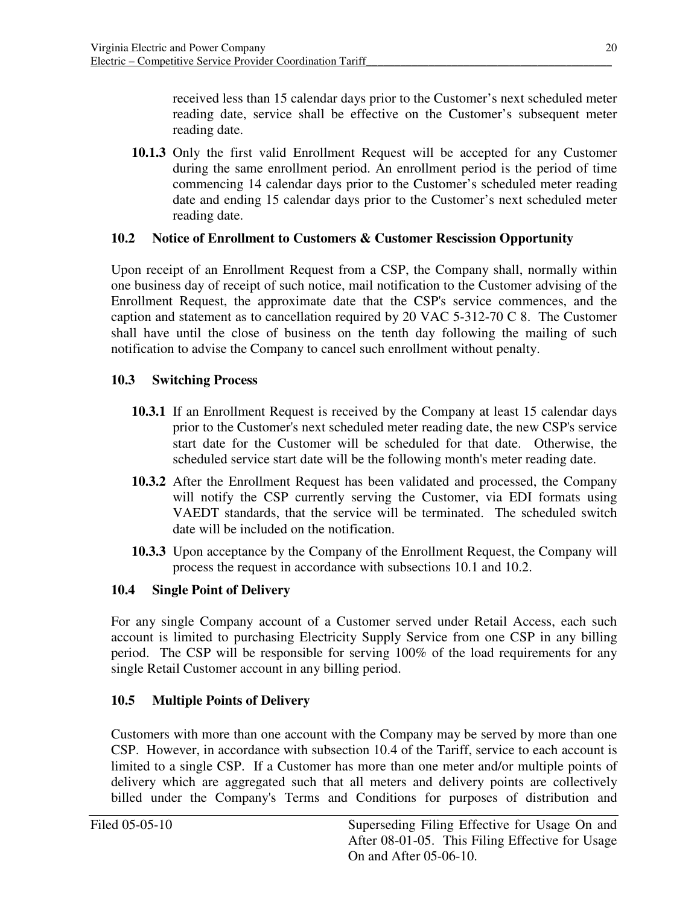received less than 15 calendar days prior to the Customer's next scheduled meter reading date, service shall be effective on the Customer's subsequent meter reading date.

**10.1.3** Only the first valid Enrollment Request will be accepted for any Customer during the same enrollment period. An enrollment period is the period of time commencing 14 calendar days prior to the Customer's scheduled meter reading date and ending 15 calendar days prior to the Customer's next scheduled meter reading date.

### 10.2 Notice of Enrollment to Customers & Customer Rescission Opportunity

Upon receipt of an Enrollment Request from a CSP, the Company shall, normally within one business day of receipt of such notice, mail notification to the Customer advising of the Enrollment Request, the approximate date that the CSP's service commences, and the caption and statement as to cancellation required by 20 VAC 5-312-70 C 8. The Customer shall have until the close of business on the tenth day following the mailing of such notification to advise the Company to cancel such enrollment without penalty.

### 10.3 Switching Process

**10.3.1** If an Enrollment Request is received by the Company at least 15 calendar days prior to the Customer's next scheduled meter reading date, the new CSP's service start date for the Customer will be scheduled for that date. Otherwise, the scheduled service start date will be the following month's meter reading date.

**10.3.2** After the Enrollment Request has been validated and processed, the Company will notify the CSP currently serving the Customer, via EDI formats using VAEDT standards, that the service will be terminated. The scheduled switch date will be included on the notification.

**10.3.3** Upon acceptance by the Company of the Enrollment Request, the Company will process the request in accordance with subsections 10.1 and 10.2.

### 10.4 Single Point of Delivery

For any single Company account of a Customer served under Retail Access, each such account is limited to purchasing Electricity Supply Service from one CSP in any billing period. The CSP will be responsible for serving 100% of the load requirements for any single Retail Customer account in any billing period.

### 10.5 Multiple Points of Delivery

Customers with more than one account with the Company may be served by more than one CSP. However, in accordance with subsection 10.4 of the Tariff, service to each account is limited to a single CSP. If a Customer has more than one meter and/or multiple points of delivery which are aggregated such that all meters and delivery points are collectively billed under the Company's Terms and Conditions for purposes of distribution and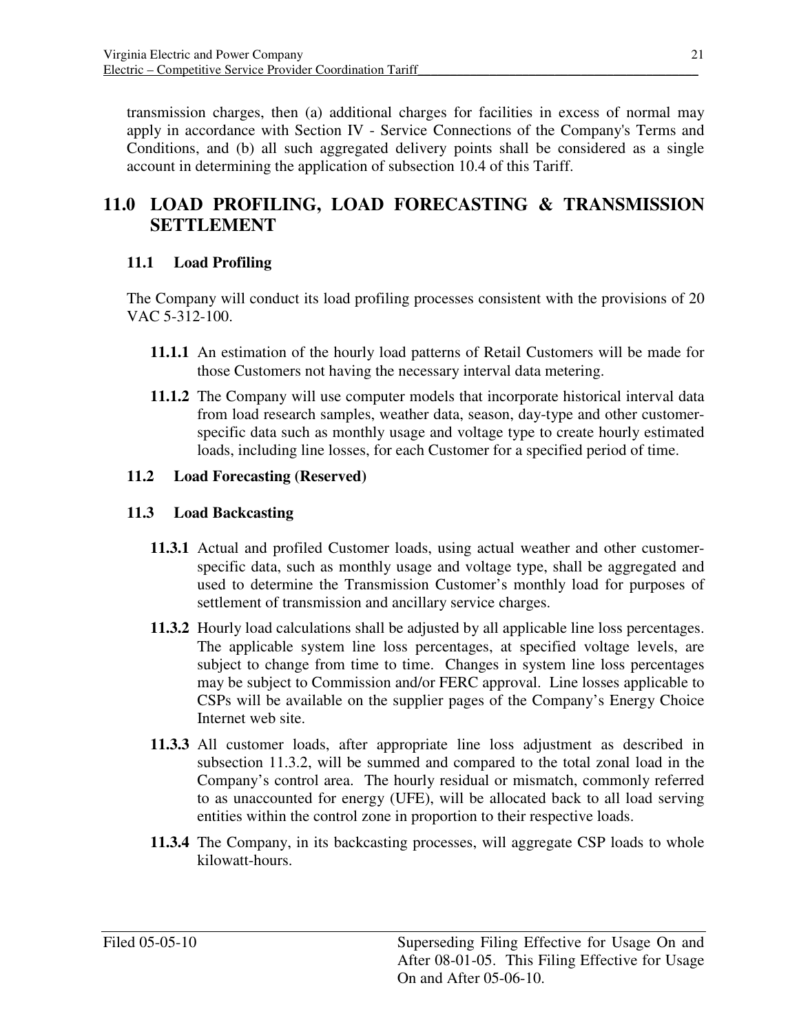transmission charges, then (a) additional charges for facilities in excess of normal may apply in accordance with Section IV - Service Connections of the Company's Terms and Conditions, and (b) all such aggregated delivery points shall be considered as a single account in determining the application of subsection 10.4 of this Tariff.

## 11.0 LOAD PROFILING, LOAD FORECASTING & TRANSMISSION SETTLEMENT

### 11.1 Load Profiling

The Company will conduct its load profiling processes consistent with the provisions of 20 VAC 5-312-100.

**11.1.1** An estimation of the hourly load patterns of Retail Customers will be made for those Customers not having the necessary interval data metering.

**11.1.2** The Company will use computer models that incorporate historical interval data from load research samples, weather data, season, day-type and other customer-specific data such as monthly usage and voltage type to create hourly estimated loads, including line losses, for each Customer for a specified period of time.

### 11.2 Load Forecasting (Reserved)

### 11.3 Load Backcasting

**11.3.1** Actual and profiled Customer loads, using actual weather and other customer-specific data, such as monthly usage and voltage type, shall be aggregated and used to determine the Transmission Customer's monthly load for purposes of settlement of transmission and ancillary service charges.

**11.3.2** Hourly load calculations shall be adjusted by all applicable line loss percentages. The applicable system line loss percentages, at specified voltage levels, are subject to change from time to time. Changes in system line loss percentages may be subject to Commission and/or FERC approval. Line losses applicable to CSPs will be available on the supplier pages of the Company's Energy Choice Internet web site.

**11.3.3** All customer loads, after appropriate line loss adjustment as described in subsection 11.3.2, will be summed and compared to the total zonal load in the Company's control area. The hourly residual or mismatch, commonly referred to as unaccounted for energy (UFE), will be allocated back to all load serving entities within the control zone in proportion to their respective loads.

**11.3.4** The Company, in its backcasting processes, will aggregate CSP loads to whole kilowatt-hours.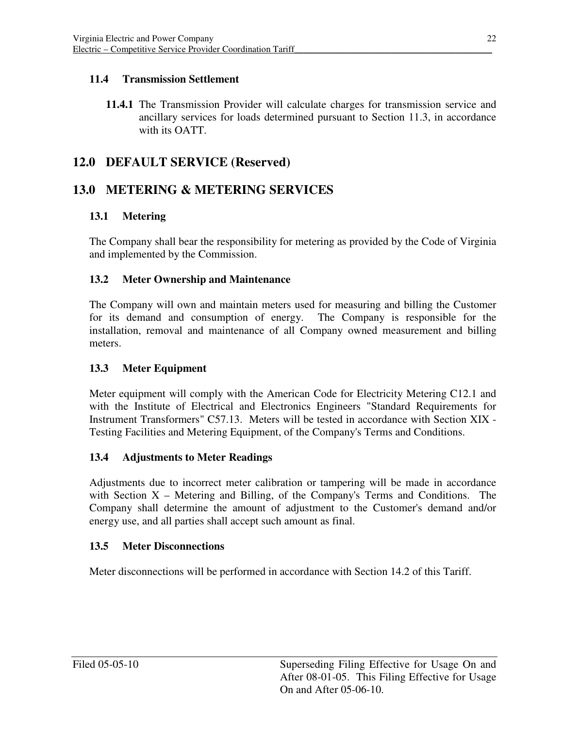### 11.4 Transmission Settlement

**11.4.1** The Transmission Provider will calculate charges for transmission service and ancillary services for loads determined pursuant to Section 11.3, in accordance with its OATT.

## 12.0 DEFAULT SERVICE (Reserved)

## 13.0 METERING & METERING SERVICES

### 13.1 Metering

The Company shall bear the responsibility for metering as provided by the Code of Virginia and implemented by the Commission.

### 13.2 Meter Ownership and Maintenance

The Company will own and maintain meters used for measuring and billing the Customer for its demand and consumption of energy. The Company is responsible for the installation, removal and maintenance of all Company owned measurement and billing meters.

### 13.3 Meter Equipment

Meter equipment will comply with the American Code for Electricity Metering C12.1 and with the Institute of Electrical and Electronics Engineers "Standard Requirements for Instrument Transformers" C57.13. Meters will be tested in accordance with Section XIX - Testing Facilities and Metering Equipment, of the Company's Terms and Conditions.

### 13.4 Adjustments to Meter Readings

Adjustments due to incorrect meter calibration or tampering will be made in accordance with Section X – Metering and Billing, of the Company's Terms and Conditions. The Company shall determine the amount of adjustment to the Customer's demand and/or energy use, and all parties shall accept such amount as final.

### 13.5 Meter Disconnections

Meter disconnections will be performed in accordance with Section 14.2 of this Tariff.

Filed 05-05-10

Superseding Filing Effective for Usage On and After 08-01-05. This Filing Effective for Usage On and After 05-06-10.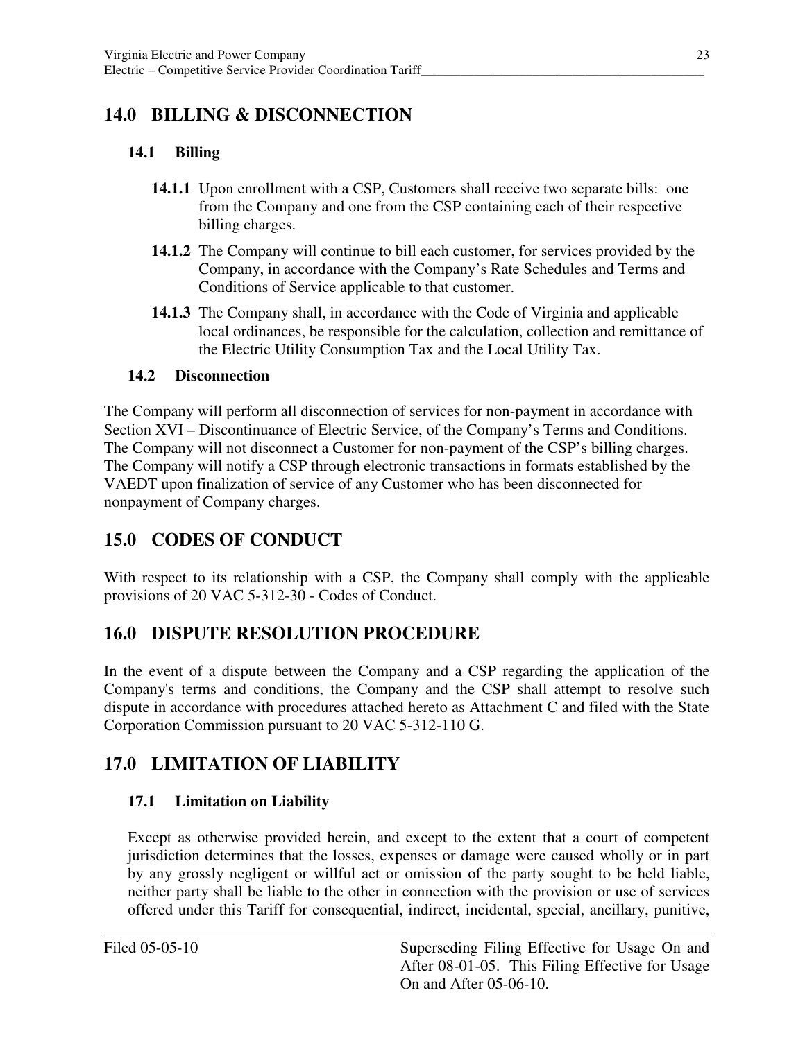## 14.0 BILLING & DISCONNECTION

### 14.1 Billing

**14.1.1** Upon enrollment with a CSP, Customers shall receive two separate bills: one from the Company and one from the CSP containing each of their respective billing charges.

**14.1.2** The Company will continue to bill each customer, for services provided by the Company, in accordance with the Company's Rate Schedules and Terms and Conditions of Service applicable to that customer.

**14.1.3** The Company shall, in accordance with the Code of Virginia and applicable local ordinances, be responsible for the calculation, collection and remittance of the Electric Utility Consumption Tax and the Local Utility Tax.

### 14.2 Disconnection

The Company will perform all disconnection of services for non-payment in accordance with Section XVI – Discontinuance of Electric Service, of the Company's Terms and Conditions. The Company will not disconnect a Customer for non-payment of the CSP's billing charges. The Company will notify a CSP through electronic transactions in formats established by the VAEDT upon finalization of service of any Customer who has been disconnected for nonpayment of Company charges.

## 15.0 CODES OF CONDUCT

With respect to its relationship with a CSP, the Company shall comply with the applicable provisions of 20 VAC 5-312-30 - Codes of Conduct.

## 16.0 DISPUTE RESOLUTION PROCEDURE

In the event of a dispute between the Company and a CSP regarding the application of the Company's terms and conditions, the Company and the CSP shall attempt to resolve such dispute in accordance with procedures attached hereto as Attachment C and filed with the State Corporation Commission pursuant to 20 VAC 5-312-110 G.

## 17.0 LIMITATION OF LIABILITY

### 17.1 Limitation on Liability

Except as otherwise provided herein, and except to the extent that a court of competent jurisdiction determines that the losses, expenses or damage were caused wholly or in part by any grossly negligent or willful act or omission of the party sought to be held liable, neither party shall be liable to the other in connection with the provision or use of services offered under this Tariff for consequential, indirect, incidental, special, ancillary, punitive,

Filed 05-05-10

Superseding Filing Effective for Usage On and After 08-01-05. This Filing Effective for Usage On and After 05-06-10.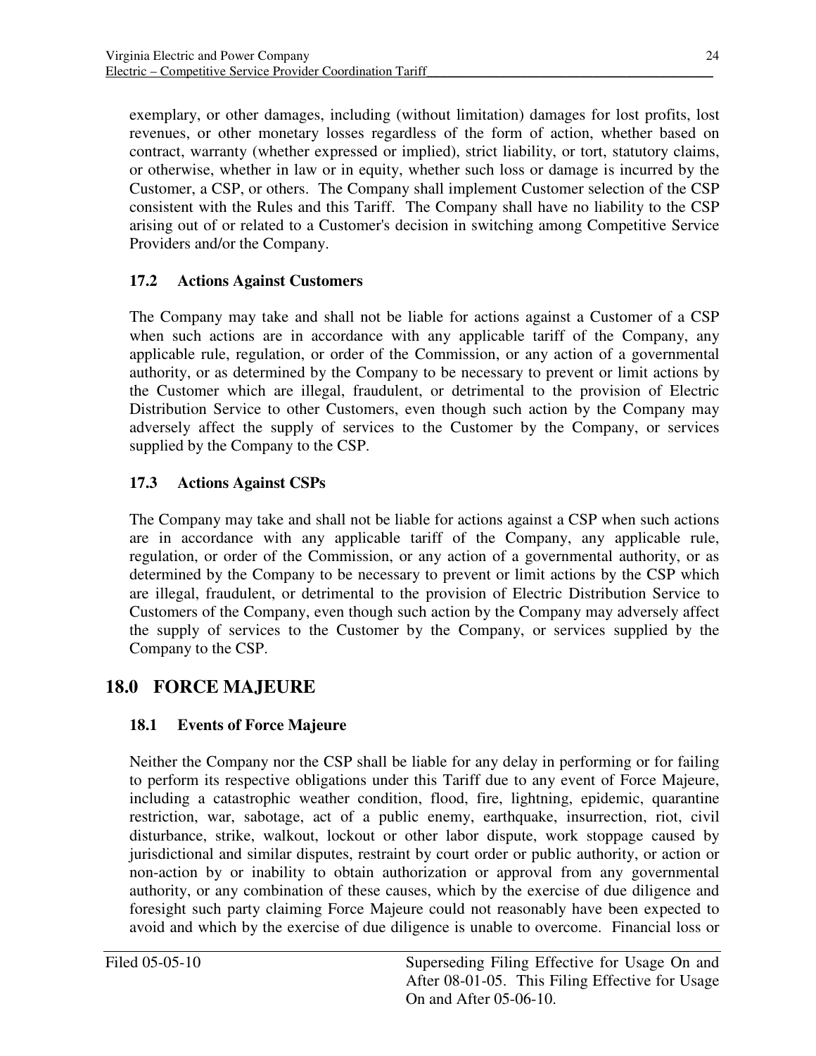exemplary, or other damages, including (without limitation) damages for lost profits, lost revenues, or other monetary losses regardless of the form of action, whether based on contract, warranty (whether expressed or implied), strict liability, or tort, statutory claims, or otherwise, whether in law or in equity, whether such loss or damage is incurred by the Customer, a CSP, or others. The Company shall implement Customer selection of the CSP consistent with the Rules and this Tariff. The Company shall have no liability to the CSP arising out of or related to a Customer's decision in switching among Competitive Service Providers and/or the Company.

### 17.2 Actions Against Customers

The Company may take and shall not be liable for actions against a Customer of a CSP when such actions are in accordance with any applicable tariff of the Company, any applicable rule, regulation, or order of the Commission, or any action of a governmental authority, or as determined by the Company to be necessary to prevent or limit actions by the Customer which are illegal, fraudulent, or detrimental to the provision of Electric Distribution Service to other Customers, even though such action by the Company may adversely affect the supply of services to the Customer by the Company, or services supplied by the Company to the CSP.

### 17.3 Actions Against CSPs

The Company may take and shall not be liable for actions against a CSP when such actions are in accordance with any applicable tariff of the Company, any applicable rule, regulation, or order of the Commission, or any action of a governmental authority, or as determined by the Company to be necessary to prevent or limit actions by the CSP which are illegal, fraudulent, or detrimental to the provision of Electric Distribution Service to Customers of the Company, even though such action by the Company may adversely affect the supply of services to the Customer by the Company, or services supplied by the Company to the CSP.

## 18.0 FORCE MAJEURE

### 18.1 Events of Force Majeure

Neither the Company nor the CSP shall be liable for any delay in performing or for failing to perform its respective obligations under this Tariff due to any event of Force Majeure, including a catastrophic weather condition, flood, fire, lightning, epidemic, quarantine restriction, war, sabotage, act of a public enemy, earthquake, insurrection, riot, civil disturbance, strike, walkout, lockout or other labor dispute, work stoppage caused by jurisdictional and similar disputes, restraint by court order or public authority, or action or non-action by or inability to obtain authorization or approval from any governmental authority, or any combination of these causes, which by the exercise of due diligence and foresight such party claiming Force Majeure could not reasonably have been expected to avoid and which by the exercise of due diligence is unable to overcome. Financial loss or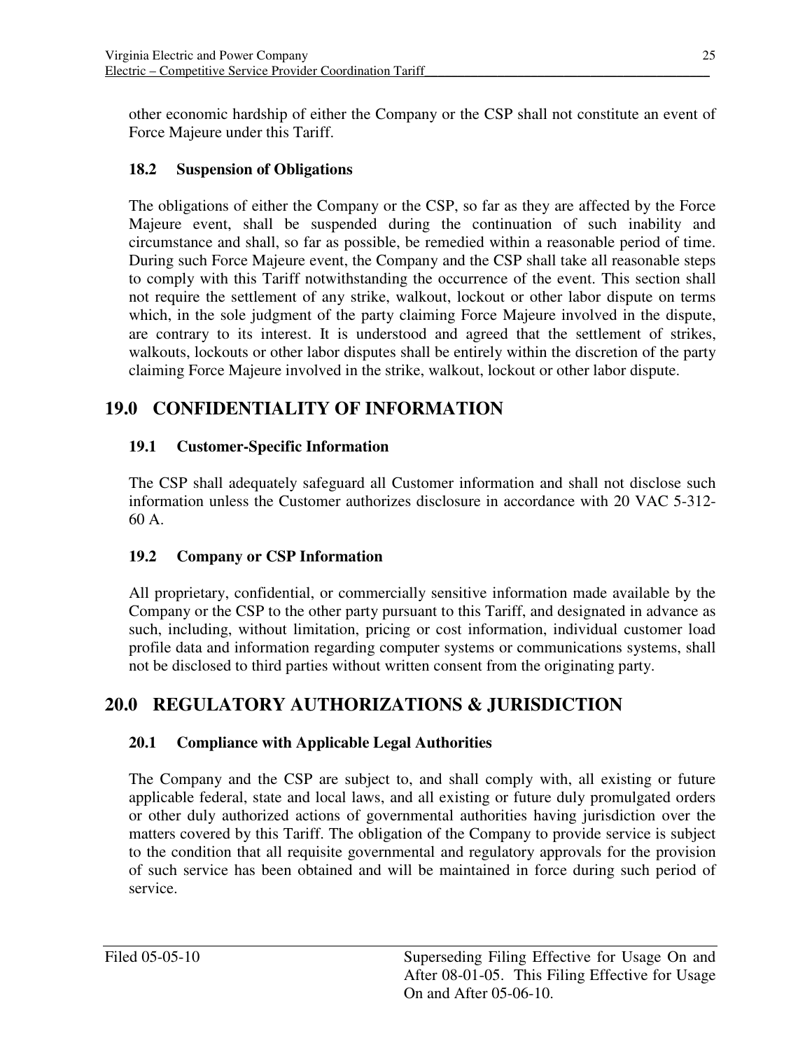other economic hardship of either the Company or the CSP shall not constitute an event of Force Majeure under this Tariff.

### 18.2 Suspension of Obligations

The obligations of either the Company or the CSP, so far as they are affected by the Force Majeure event, shall be suspended during the continuation of such inability and circumstance and shall, so far as possible, be remedied within a reasonable period of time. During such Force Majeure event, the Company and the CSP shall take all reasonable steps to comply with this Tariff notwithstanding the occurrence of the event. This section shall not require the settlement of any strike, walkout, lockout or other labor dispute on terms which, in the sole judgment of the party claiming Force Majeure involved in the dispute, are contrary to its interest. It is understood and agreed that the settlement of strikes, walkouts, lockouts or other labor disputes shall be entirely within the discretion of the party claiming Force Majeure involved in the strike, walkout, lockout or other labor dispute.

## 19.0 CONFIDENTIALITY OF INFORMATION

### 19.1 Customer-Specific Information

The CSP shall adequately safeguard all Customer information and shall not disclose such information unless the Customer authorizes disclosure in accordance with 20 VAC 5-312-60 A.

### 19.2 Company or CSP Information

All proprietary, confidential, or commercially sensitive information made available by the Company or the CSP to the other party pursuant to this Tariff, and designated in advance as such, including, without limitation, pricing or cost information, individual customer load profile data and information regarding computer systems or communications systems, shall not be disclosed to third parties without written consent from the originating party.

## 20.0 REGULATORY AUTHORIZATIONS & JURISDICTION

### 20.1 Compliance with Applicable Legal Authorities

The Company and the CSP are subject to, and shall comply with, all existing or future applicable federal, state and local laws, and all existing or future duly promulgated orders or other duly authorized actions of governmental authorities having jurisdiction over the matters covered by this Tariff. The obligation of the Company to provide service is subject to the condition that all requisite governmental and regulatory approvals for the provision of such service has been obtained and will be maintained in force during such period of service.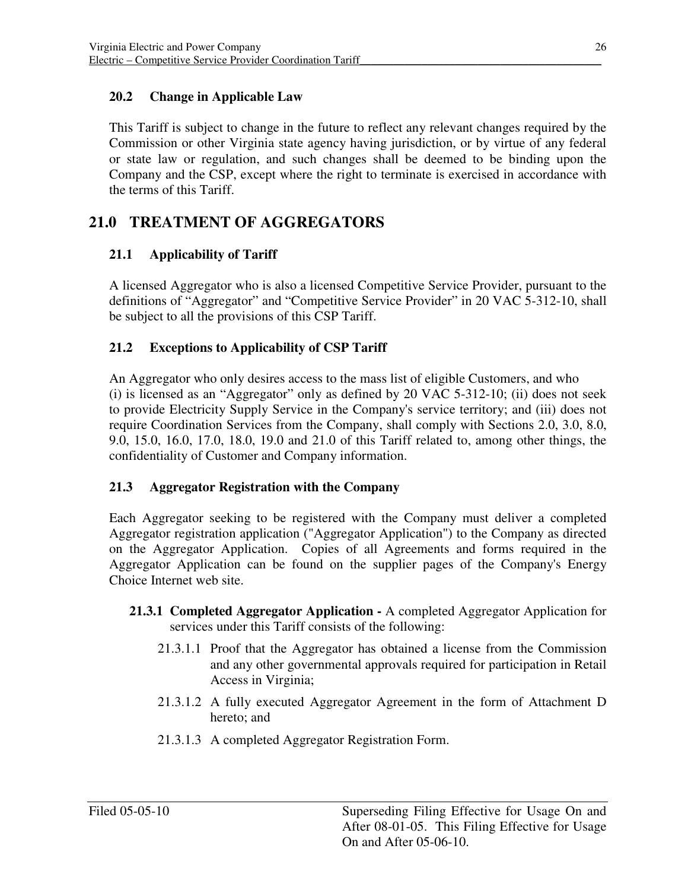### 20.2 Change in Applicable Law

This Tariff is subject to change in the future to reflect any relevant changes required by the Commission or other Virginia state agency having jurisdiction, or by virtue of any federal or state law or regulation, and such changes shall be deemed to be binding upon the Company and the CSP, except where the right to terminate is exercised in accordance with the terms of this Tariff.

## 21.0 TREATMENT OF AGGREGATORS

### 21.1 Applicability of Tariff

A licensed Aggregator who is also a licensed Competitive Service Provider, pursuant to the definitions of "Aggregator" and "Competitive Service Provider" in 20 VAC 5-312-10, shall be subject to all the provisions of this CSP Tariff.

### 21.2 Exceptions to Applicability of CSP Tariff

An Aggregator who only desires access to the mass list of eligible Customers, and who (i) is licensed as an "Aggregator" only as defined by 20 VAC 5-312-10; (ii) does not seek to provide Electricity Supply Service in the Company's service territory; and (iii) does not require Coordination Services from the Company, shall comply with Sections 2.0, 3.0, 8.0, 9.0, 15.0, 16.0, 17.0, 18.0, 19.0 and 21.0 of this Tariff related to, among other things, the confidentiality of Customer and Company information.

### 21.3 Aggregator Registration with the Company

Each Aggregator seeking to be registered with the Company must deliver a completed Aggregator registration application ("Aggregator Application") to the Company as directed on the Aggregator Application. Copies of all Agreements and forms required in the Aggregator Application can be found on the supplier pages of the Company's Energy Choice Internet web site.

**21.3.1 Completed Aggregator Application -** A completed Aggregator Application for services under this Tariff consists of the following:

21.3.1.1 Proof that the Aggregator has obtained a license from the Commission and any other governmental approvals required for participation in Retail Access in Virginia;

21.3.1.2 A fully executed Aggregator Agreement in the form of Attachment D hereto; and

21.3.1.3 A completed Aggregator Registration Form.

Filed 05-05-10 | Superseding Filing Effective for Usage On and After 08-01-05. This Filing Effective for Usage On and After 05-06-10.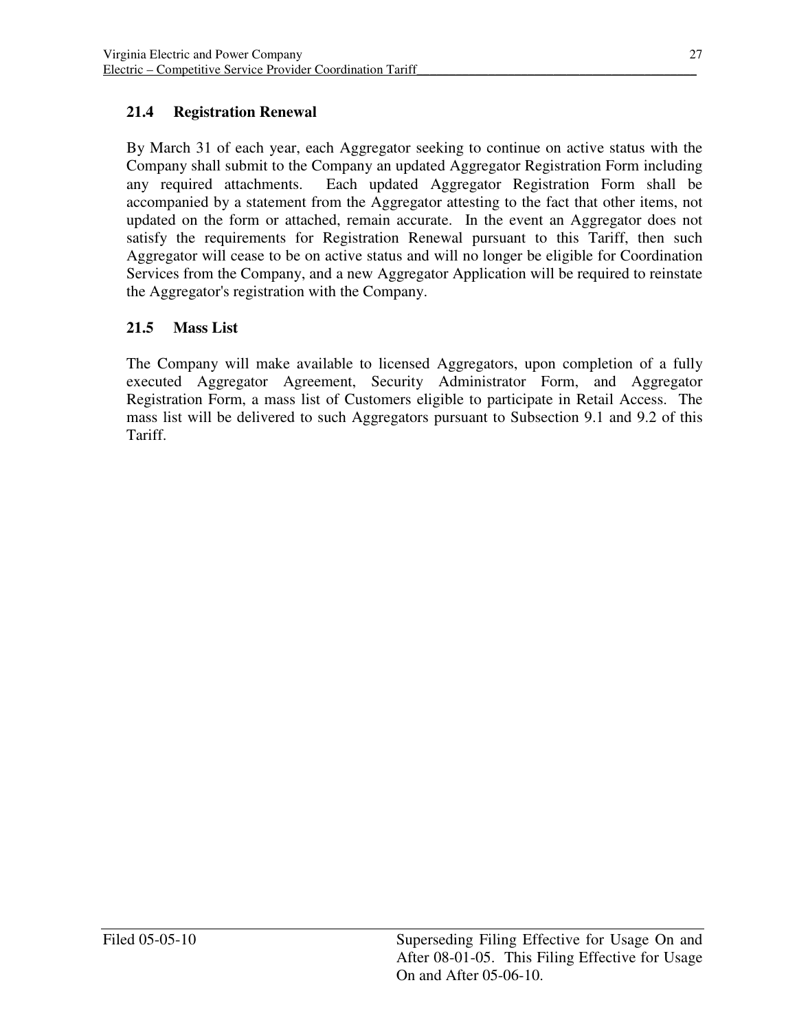## 21.4 Registration Renewal

By March 31 of each year, each Aggregator seeking to continue on active status with the Company shall submit to the Company an updated Aggregator Registration Form including any required attachments. Each updated Aggregator Registration Form shall be accompanied by a statement from the Aggregator attesting to the fact that other items, not updated on the form or attached, remain accurate. In the event an Aggregator does not satisfy the requirements for Registration Renewal pursuant to this Tariff, then such Aggregator will cease to be on active status and will no longer be eligible for Coordination Services from the Company, and a new Aggregator Application will be required to reinstate the Aggregator's registration with the Company.

## 21.5 Mass List

The Company will make available to licensed Aggregators, upon completion of a fully executed Aggregator Agreement, Security Administrator Form, and Aggregator Registration Form, a mass list of Customers eligible to participate in Retail Access. The mass list will be delivered to such Aggregators pursuant to Subsection 9.1 and 9.2 of this Tariff.

Filed 05-05-10

Superseding Filing Effective for Usage On and After 08-01-05. This Filing Effective for Usage On and After 05-06-10.